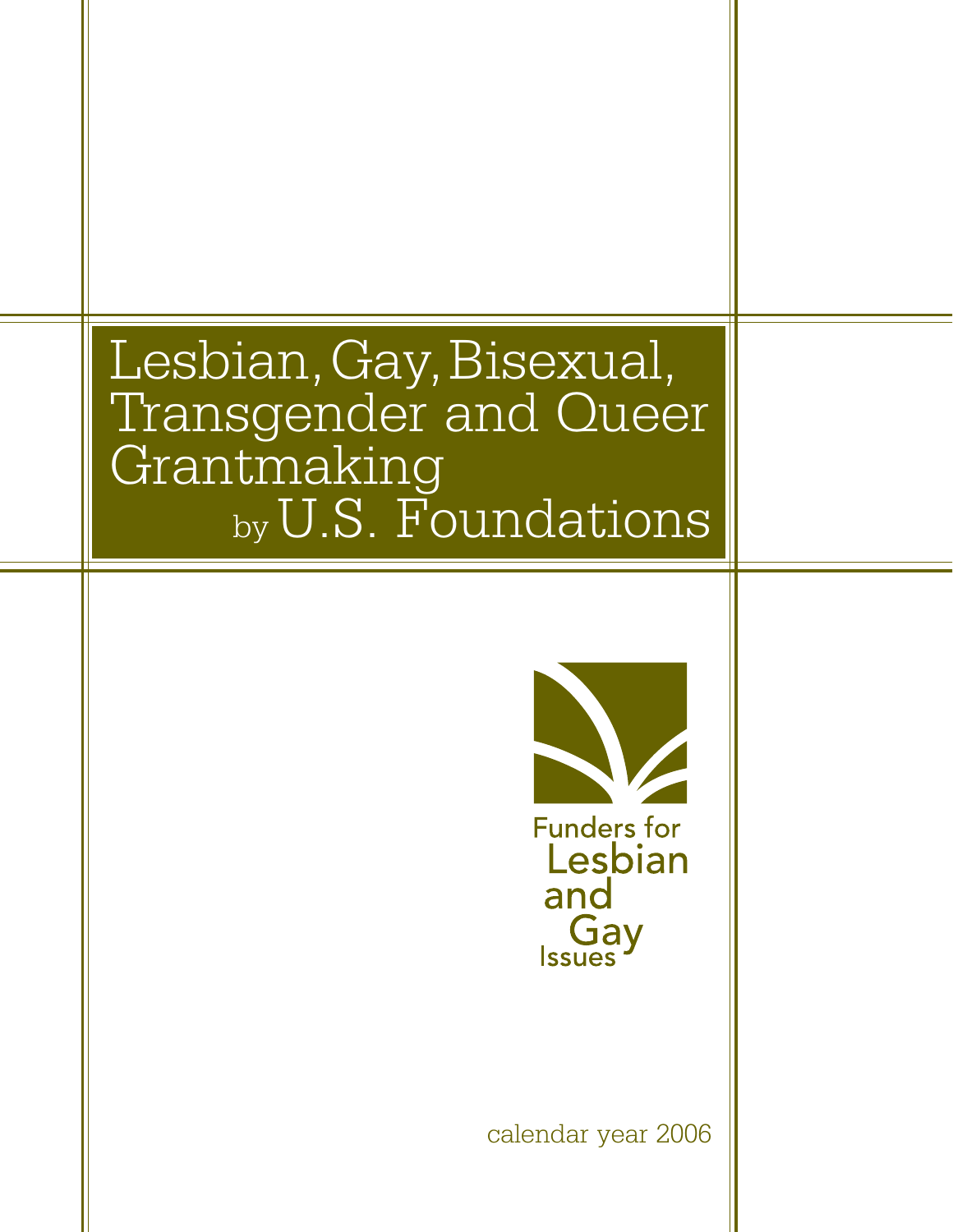# Lesbian, Gay, Bisexual, Transgender and Queer Grantmaking by U.S. Foundations

Funders for Lesbian and Gay Issues

calendar year 2006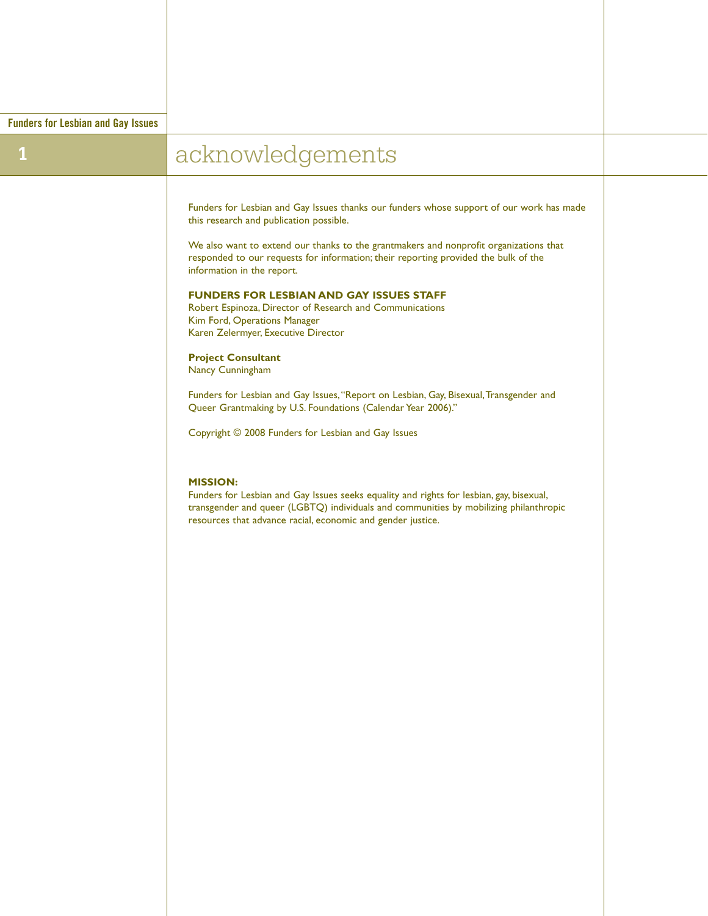# 1 acknowledgements

Funders for Lesbian and Gay Issues thanks our funders whose support of our work has made this research and publication possible.

We also want to extend our thanks to the grantmakers and nonprofit organizations that responded to our requests for information; their reporting provided the bulk of the information in the report.

**FUNDERS FOR LESBIAN AND GAY ISSUES STAFF**
Robert Espinoza, Director of Research and Communications
Kim Ford, Operations Manager
Karen Zelermyer, Executive Director

**Project Consultant**
Nancy Cunningham

Funders for Lesbian and Gay Issues, "Report on Lesbian, Gay, Bisexual, Transgender and Queer Grantmaking by U.S. Foundations (Calendar Year 2006)."

Copyright © 2008 Funders for Lesbian and Gay Issues

**MISSION:**
Funders for Lesbian and Gay Issues seeks equality and rights for lesbian, gay, bisexual, transgender and queer (LGBTQ) individuals and communities by mobilizing philanthropic resources that advance racial, economic and gender justice.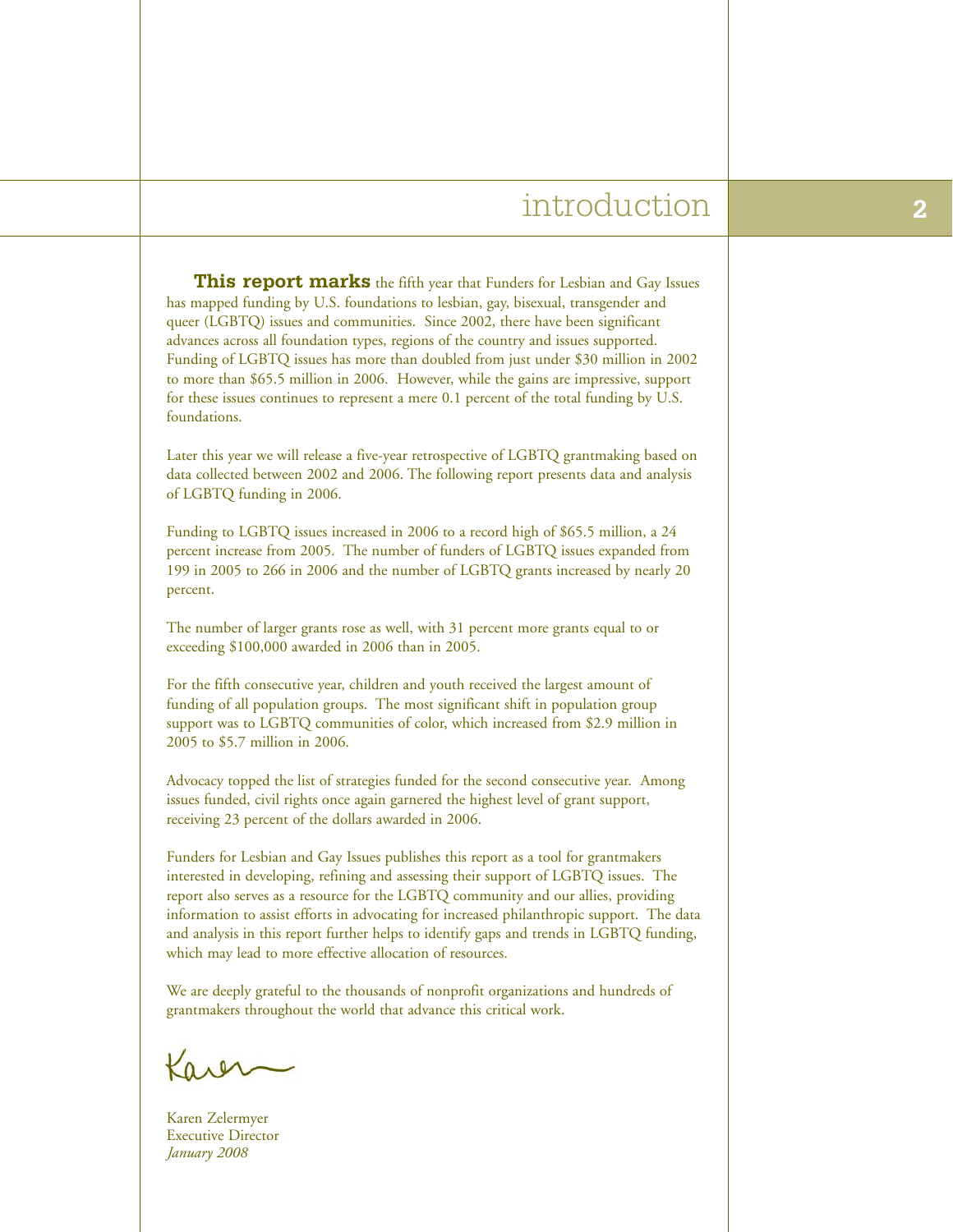# introduction

**This report marks** the fifth year that Funders for Lesbian and Gay Issues has mapped funding by U.S. foundations to lesbian, gay, bisexual, transgender and queer (LGBTQ) issues and communities. Since 2002, there have been significant advances across all foundation types, regions of the country and issues supported. Funding of LGBTQ issues has more than doubled from just under $30 million in 2002 to more than $65.5 million in 2006. However, while the gains are impressive, support for these issues continues to represent a mere 0.1 percent of the total funding by U.S. foundations.

Later this year we will release a five-year retrospective of LGBTQ grantmaking based on data collected between 2002 and 2006. The following report presents data and analysis of LGBTQ funding in 2006.

Funding to LGBTQ issues increased in 2006 to a record high of $65.5 million, a 24 percent increase from 2005. The number of funders of LGBTQ issues expanded from 199 in 2005 to 266 in 2006 and the number of LGBTQ grants increased by nearly 20 percent.

The number of larger grants rose as well, with 31 percent more grants equal to or exceeding $100,000 awarded in 2006 than in 2005.

For the fifth consecutive year, children and youth received the largest amount of funding of all population groups. The most significant shift in population group support was to LGBTQ communities of color, which increased from $2.9 million in 2005 to $5.7 million in 2006.

Advocacy topped the list of strategies funded for the second consecutive year. Among issues funded, civil rights once again garnered the highest level of grant support, receiving 23 percent of the dollars awarded in 2006.

Funders for Lesbian and Gay Issues publishes this report as a tool for grantmakers interested in developing, refining and assessing their support of LGBTQ issues. The report also serves as a resource for the LGBTQ community and our allies, providing information to assist efforts in advocating for increased philanthropic support. The data and analysis in this report further helps to identify gaps and trends in LGBTQ funding, which may lead to more effective allocation of resources.

We are deeply grateful to the thousands of nonprofit organizations and hundreds of grantmakers throughout the world that advance this critical work.

Karen

Karen Zelermyer
Executive Director
*January 2008*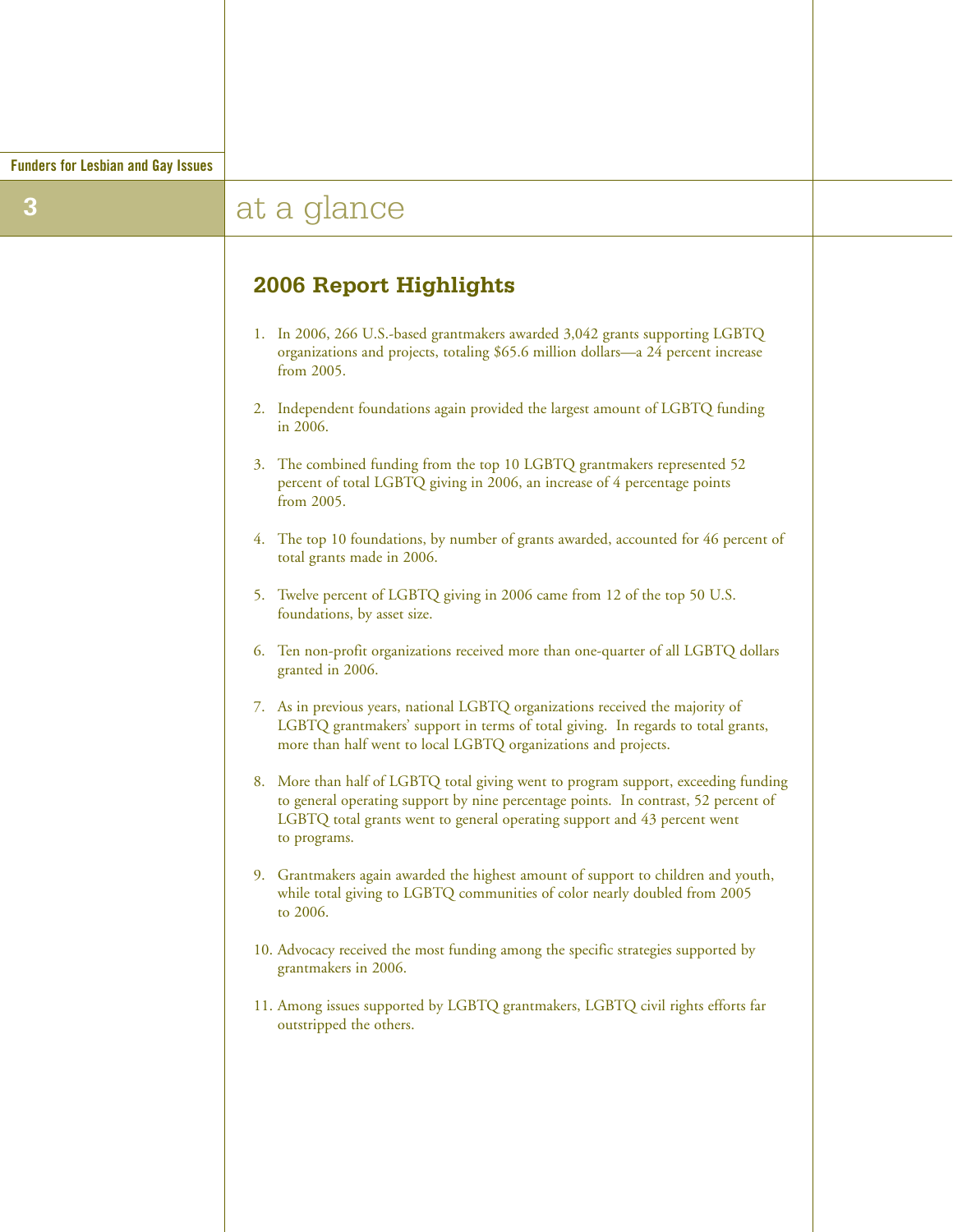# at a glance

## 2006 Report Highlights

1. In 2006, 266 U.S.-based grantmakers awarded 3,042 grants supporting LGBTQ organizations and projects, totaling $65.6 million dollars—a 24 percent increase from 2005.

2. Independent foundations again provided the largest amount of LGBTQ funding in 2006.

3. The combined funding from the top 10 LGBTQ grantmakers represented 52 percent of total LGBTQ giving in 2006, an increase of 4 percentage points from 2005.

4. The top 10 foundations, by number of grants awarded, accounted for 46 percent of total grants made in 2006.

5. Twelve percent of LGBTQ giving in 2006 came from 12 of the top 50 U.S. foundations, by asset size.

6. Ten non-profit organizations received more than one-quarter of all LGBTQ dollars granted in 2006.

7. As in previous years, national LGBTQ organizations received the majority of LGBTQ grantmakers' support in terms of total giving. In regards to total grants, more than half went to local LGBTQ organizations and projects.

8. More than half of LGBTQ total giving went to program support, exceeding funding to general operating support by nine percentage points. In contrast, 52 percent of LGBTQ total grants went to general operating support and 43 percent went to programs.

9. Grantmakers again awarded the highest amount of support to children and youth, while total giving to LGBTQ communities of color nearly doubled from 2005 to 2006.

10. Advocacy received the most funding among the specific strategies supported by grantmakers in 2006.

11. Among issues supported by LGBTQ grantmakers, LGBTQ civil rights efforts far outstripped the others.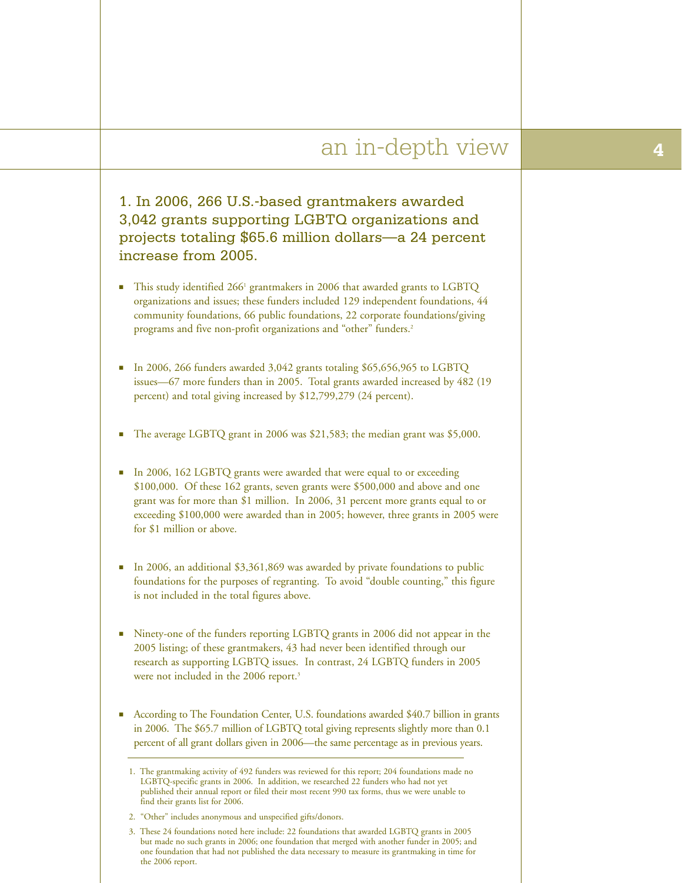# an in-depth view

## 1. In 2006, 266 U.S.-based grantmakers awarded 3,042 grants supporting LGBTQ organizations and projects totaling $65.6 million dollars—a 24 percent increase from 2005.

- This study identified 266[1] grantmakers in 2006 that awarded grants to LGBTQ organizations and issues; these funders included 129 independent foundations, 44 community foundations, 66 public foundations, 22 corporate foundations/giving programs and five non-profit organizations and "other" funders.[2]

- In 2006, 266 funders awarded 3,042 grants totaling $65,656,965 to LGBTQ issues—67 more funders than in 2005. Total grants awarded increased by 482 (19 percent) and total giving increased by $12,799,279 (24 percent).

- The average LGBTQ grant in 2006 was $21,583; the median grant was $5,000.

- In 2006, 162 LGBTQ grants were awarded that were equal to or exceeding $100,000. Of these 162 grants, seven grants were $500,000 and above and one grant was for more than $1 million. In 2006, 31 percent more grants equal to or exceeding $100,000 were awarded than in 2005; however, three grants in 2005 were for $1 million or above.

- In 2006, an additional $3,361,869 was awarded by private foundations to public foundations for the purposes of regranting. To avoid "double counting," this figure is not included in the total figures above.

- Ninety-one of the funders reporting LGBTQ grants in 2006 did not appear in the 2005 listing; of these grantmakers, 43 had never been identified through our research as supporting LGBTQ issues. In contrast, 24 LGBTQ funders in 2005 were not included in the 2006 report.[3]

- According to The Foundation Center, U.S. foundations awarded $40.7 billion in grants in 2006. The $65.7 million of LGBTQ total giving represents slightly more than 0.1 percent of all grant dollars given in 2006—the same percentage as in previous years.

---

1. The grantmaking activity of 492 funders was reviewed for this report; 204 foundations made no LGBTQ-specific grants in 2006. In addition, we researched 22 funders who had not yet published their annual report or filed their most recent 990 tax forms, thus we were unable to find their grants list for 2006.

2. "Other" includes anonymous and unspecified gifts/donors.

3. These 24 foundations noted here include: 22 foundations that awarded LGBTQ grants in 2005 but made no such grants in 2006; one foundation that merged with another funder in 2005; and one foundation that had not published the data necessary to measure its grantmaking in time for the 2006 report.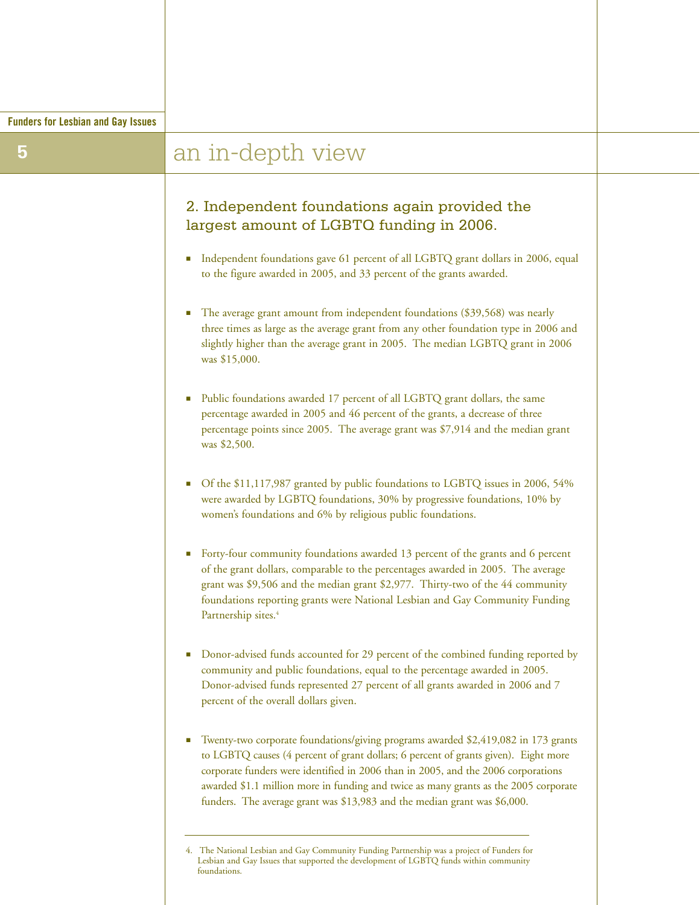# an in-depth view

## 2. Independent foundations again provided the largest amount of LGBTQ funding in 2006.

- Independent foundations gave 61 percent of all LGBTQ grant dollars in 2006, equal to the figure awarded in 2005, and 33 percent of the grants awarded.

- The average grant amount from independent foundations ($39,568) was nearly three times as large as the average grant from any other foundation type in 2006 and slightly higher than the average grant in 2005. The median LGBTQ grant in 2006 was $15,000.

- Public foundations awarded 17 percent of all LGBTQ grant dollars, the same percentage awarded in 2005 and 46 percent of the grants, a decrease of three percentage points since 2005. The average grant was $7,914 and the median grant was $2,500.

- Of the $11,117,987 granted by public foundations to LGBTQ issues in 2006, 54% were awarded by LGBTQ foundations, 30% by progressive foundations, 10% by women's foundations and 6% by religious public foundations.

- Forty-four community foundations awarded 13 percent of the grants and 6 percent of the grant dollars, comparable to the percentages awarded in 2005. The average grant was $9,506 and the median grant $2,977. Thirty-two of the 44 community foundations reporting grants were National Lesbian and Gay Community Funding Partnership sites.[4]

- Donor-advised funds accounted for 29 percent of the combined funding reported by community and public foundations, equal to the percentage awarded in 2005. Donor-advised funds represented 27 percent of all grants awarded in 2006 and 7 percent of the overall dollars given.

- Twenty-two corporate foundations/giving programs awarded $2,419,082 in 173 grants to LGBTQ causes (4 percent of grant dollars; 6 percent of grants given). Eight more corporate funders were identified in 2006 than in 2005, and the 2006 corporations awarded $1.1 million more in funding and twice as many grants as the 2005 corporate funders. The average grant was $13,983 and the median grant was $6,000.

---

4. The National Lesbian and Gay Community Funding Partnership was a project of Funders for Lesbian and Gay Issues that supported the development of LGBTQ funds within community foundations.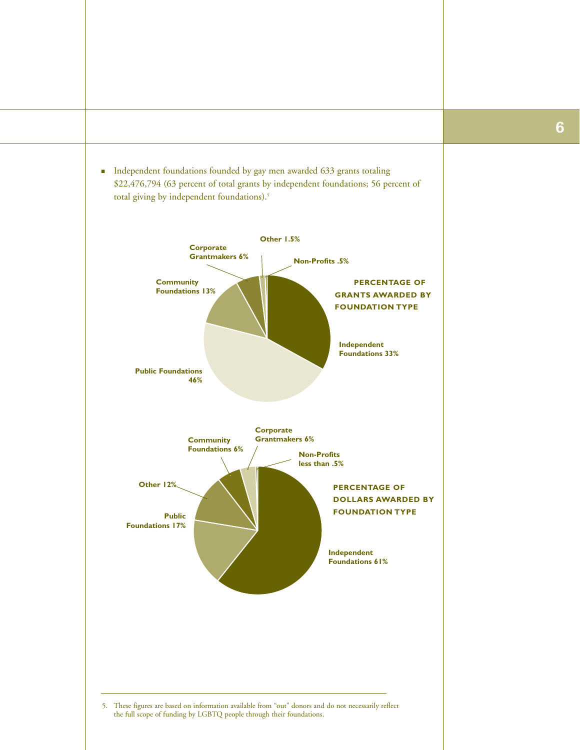- Independent foundations founded by gay men awarded 633 grants totaling $22,476,794 (63 percent of total grants by independent foundations; 56 percent of total giving by independent foundations).[5]

**PERCENTAGE OF GRANTS AWARDED BY FOUNDATION TYPE**

- Independent Foundations 33%
- Public Foundations 46%
- Community Foundations 13%
- Corporate Grantmakers 6%
- Other 1.5%
- Non-Profits .5%

**PERCENTAGE OF DOLLARS AWARDED BY FOUNDATION TYPE**

- Independent Foundations 61%
- Public Foundations 17%
- Other 12%
- Community Foundations 6%
- Corporate Grantmakers 6%
- Non-Profits less than .5%

5. These figures are based on information available from "out" donors and do not necessarily reflect the full scope of funding by LGBTQ people through their foundations.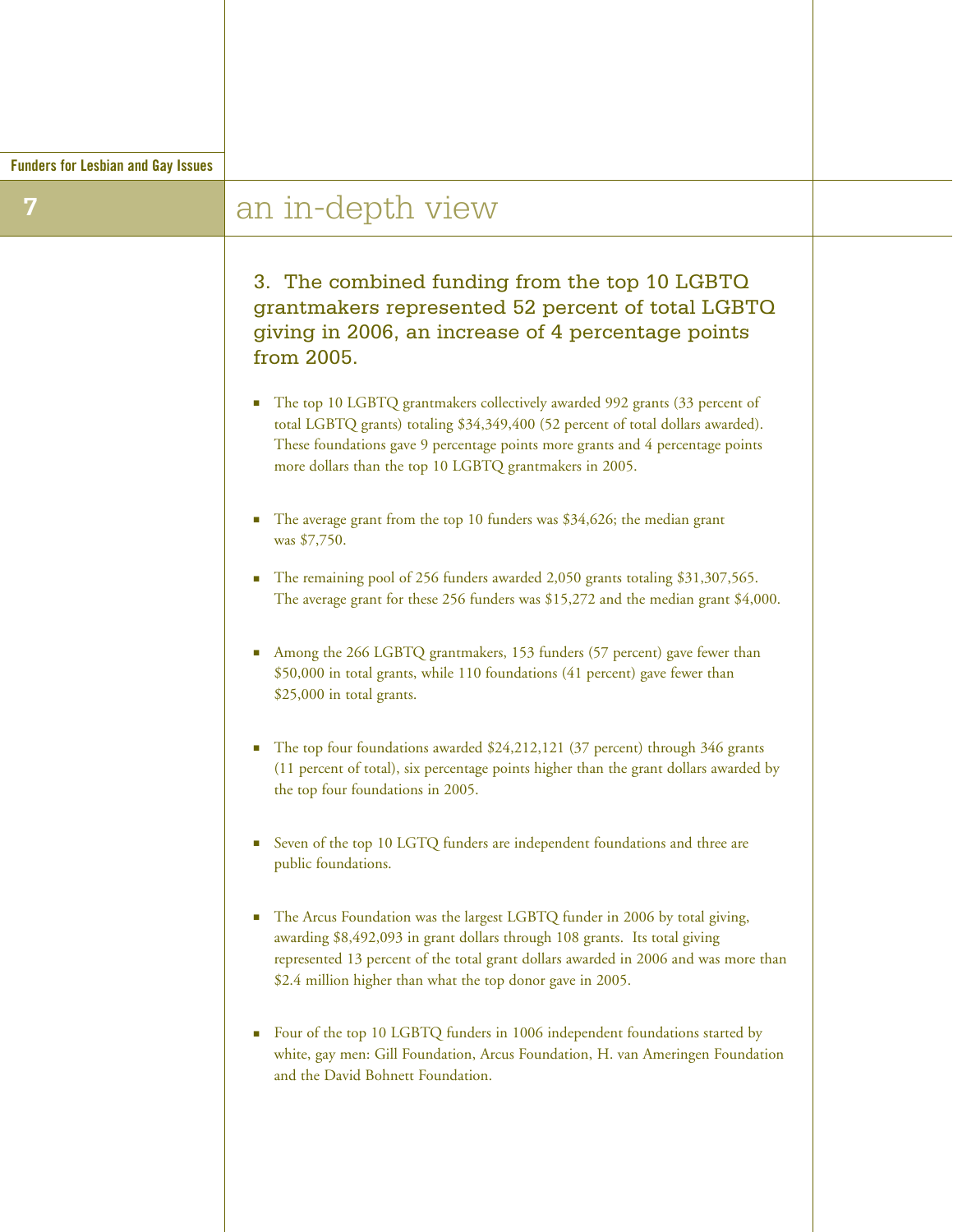## an in-depth view

### 3. The combined funding from the top 10 LGBTQ grantmakers represented 52 percent of total LGBTQ giving in 2006, an increase of 4 percentage points from 2005.

- The top 10 LGBTQ grantmakers collectively awarded 992 grants (33 percent of total LGBTQ grants) totaling $34,349,400 (52 percent of total dollars awarded). These foundations gave 9 percentage points more grants and 4 percentage points more dollars than the top 10 LGBTQ grantmakers in 2005.

- The average grant from the top 10 funders was $34,626; the median grant was $7,750.

- The remaining pool of 256 funders awarded 2,050 grants totaling $31,307,565. The average grant for these 256 funders was $15,272 and the median grant $4,000.

- Among the 266 LGBTQ grantmakers, 153 funders (57 percent) gave fewer than $50,000 in total grants, while 110 foundations (41 percent) gave fewer than $25,000 in total grants.

- The top four foundations awarded $24,212,121 (37 percent) through 346 grants (11 percent of total), six percentage points higher than the grant dollars awarded by the top four foundations in 2005.

- Seven of the top 10 LGTQ funders are independent foundations and three are public foundations.

- The Arcus Foundation was the largest LGBTQ funder in 2006 by total giving, awarding $8,492,093 in grant dollars through 108 grants. Its total giving represented 13 percent of the total grant dollars awarded in 2006 and was more than $2.4 million higher than what the top donor gave in 2005.

- Four of the top 10 LGBTQ funders in 1006 independent foundations started by white, gay men: Gill Foundation, Arcus Foundation, H. van Ameringen Foundation and the David Bohnett Foundation.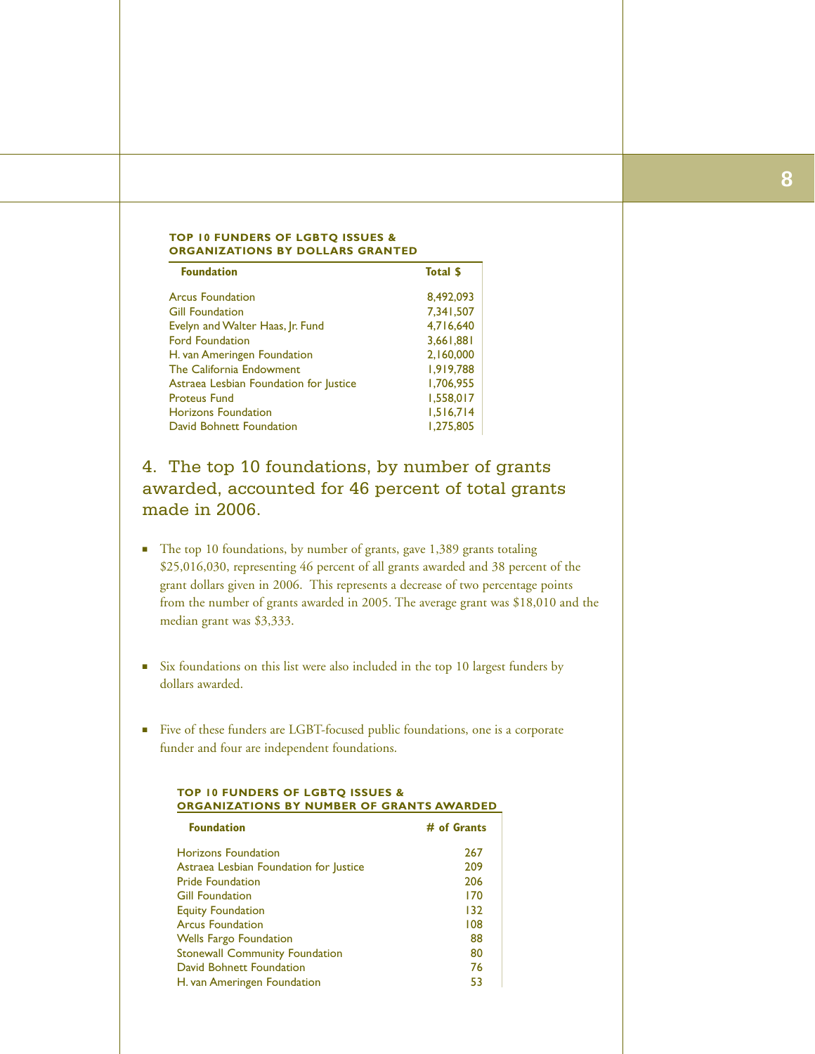**TOP 10 FUNDERS OF LGBTQ ISSUES & ORGANIZATIONS BY DOLLARS GRANTED**

| Foundation | Total $ |
|---|---|
| Arcus Foundation | 8,492,093 |
| Gill Foundation | 7,341,507 |
| Evelyn and Walter Haas, Jr. Fund | 4,716,640 |
| Ford Foundation | 3,661,881 |
| H. van Ameringen Foundation | 2,160,000 |
| The California Endowment | 1,919,788 |
| Astraea Lesbian Foundation for Justice | 1,706,955 |
| Proteus Fund | 1,558,017 |
| Horizons Foundation | 1,516,714 |
| David Bohnett Foundation | 1,275,805 |

## 4. The top 10 foundations, by number of grants awarded, accounted for 46 percent of total grants made in 2006.

- The top 10 foundations, by number of grants, gave 1,389 grants totaling $25,016,030, representing 46 percent of all grants awarded and 38 percent of the grant dollars given in 2006. This represents a decrease of two percentage points from the number of grants awarded in 2005. The average grant was $18,010 and the median grant was $3,333.

- Six foundations on this list were also included in the top 10 largest funders by dollars awarded.

- Five of these funders are LGBT-focused public foundations, one is a corporate funder and four are independent foundations.

**TOP 10 FUNDERS OF LGBTQ ISSUES & ORGANIZATIONS BY NUMBER OF GRANTS AWARDED**

| Foundation | # of Grants |
|---|---|
| Horizons Foundation | 267 |
| Astraea Lesbian Foundation for Justice | 209 |
| Pride Foundation | 206 |
| Gill Foundation | 170 |
| Equity Foundation | 132 |
| Arcus Foundation | 108 |
| Wells Fargo Foundation | 88 |
| Stonewall Community Foundation | 80 |
| David Bohnett Foundation | 76 |
| H. van Ameringen Foundation | 53 |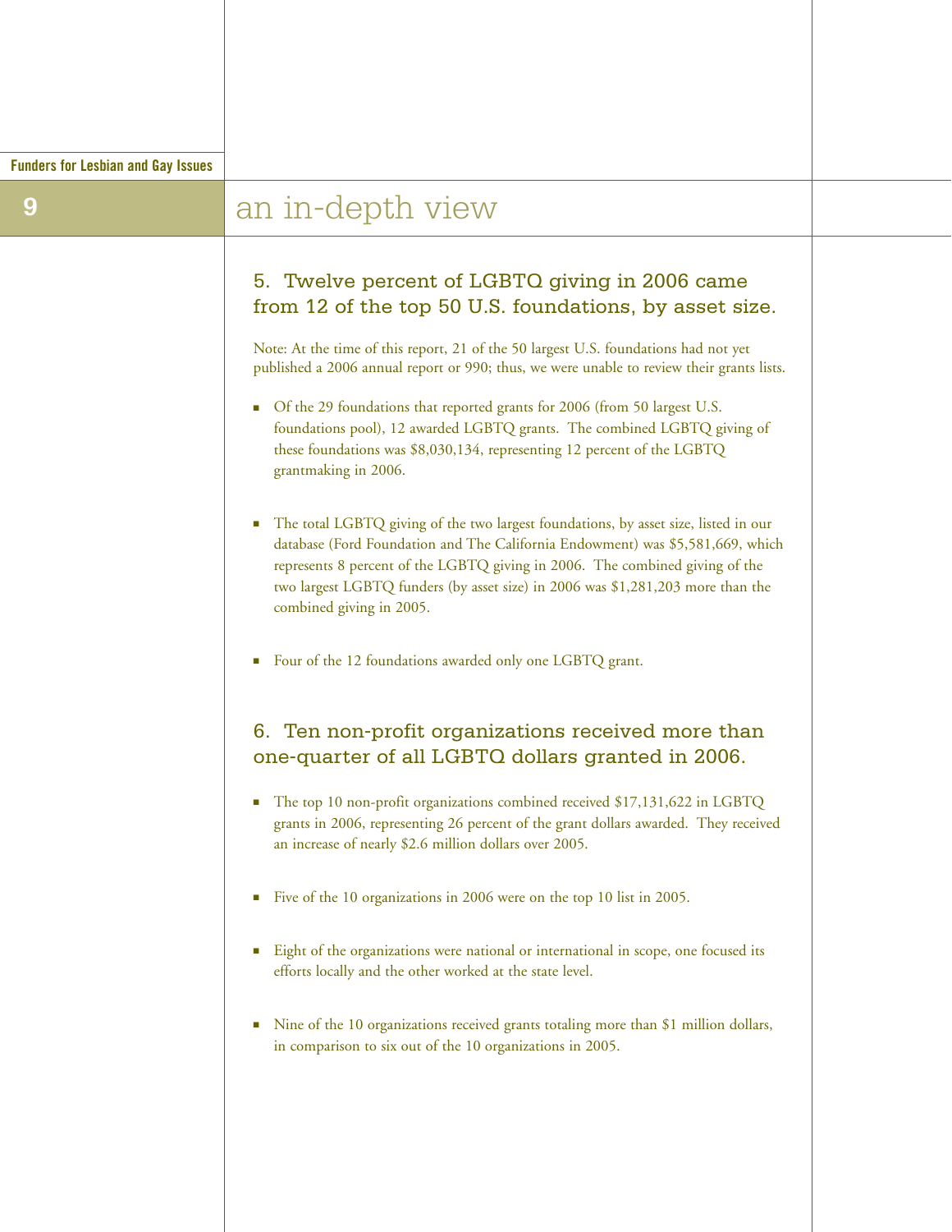# an in-depth view

## 5. Twelve percent of LGBTQ giving in 2006 came from 12 of the top 50 U.S. foundations, by asset size.

Note: At the time of this report, 21 of the 50 largest U.S. foundations had not yet published a 2006 annual report or 990; thus, we were unable to review their grants lists.

- Of the 29 foundations that reported grants for 2006 (from 50 largest U.S. foundations pool), 12 awarded LGBTQ grants. The combined LGBTQ giving of these foundations was $8,030,134, representing 12 percent of the LGBTQ grantmaking in 2006.

- The total LGBTQ giving of the two largest foundations, by asset size, listed in our database (Ford Foundation and The California Endowment) was $5,581,669, which represents 8 percent of the LGBTQ giving in 2006. The combined giving of the two largest LGBTQ funders (by asset size) in 2006 was $1,281,203 more than the combined giving in 2005.

- Four of the 12 foundations awarded only one LGBTQ grant.

## 6. Ten non-profit organizations received more than one-quarter of all LGBTQ dollars granted in 2006.

- The top 10 non-profit organizations combined received $17,131,622 in LGBTQ grants in 2006, representing 26 percent of the grant dollars awarded. They received an increase of nearly $2.6 million dollars over 2005.

- Five of the 10 organizations in 2006 were on the top 10 list in 2005.

- Eight of the organizations were national or international in scope, one focused its efforts locally and the other worked at the state level.

- Nine of the 10 organizations received grants totaling more than $1 million dollars, in comparison to six out of the 10 organizations in 2005.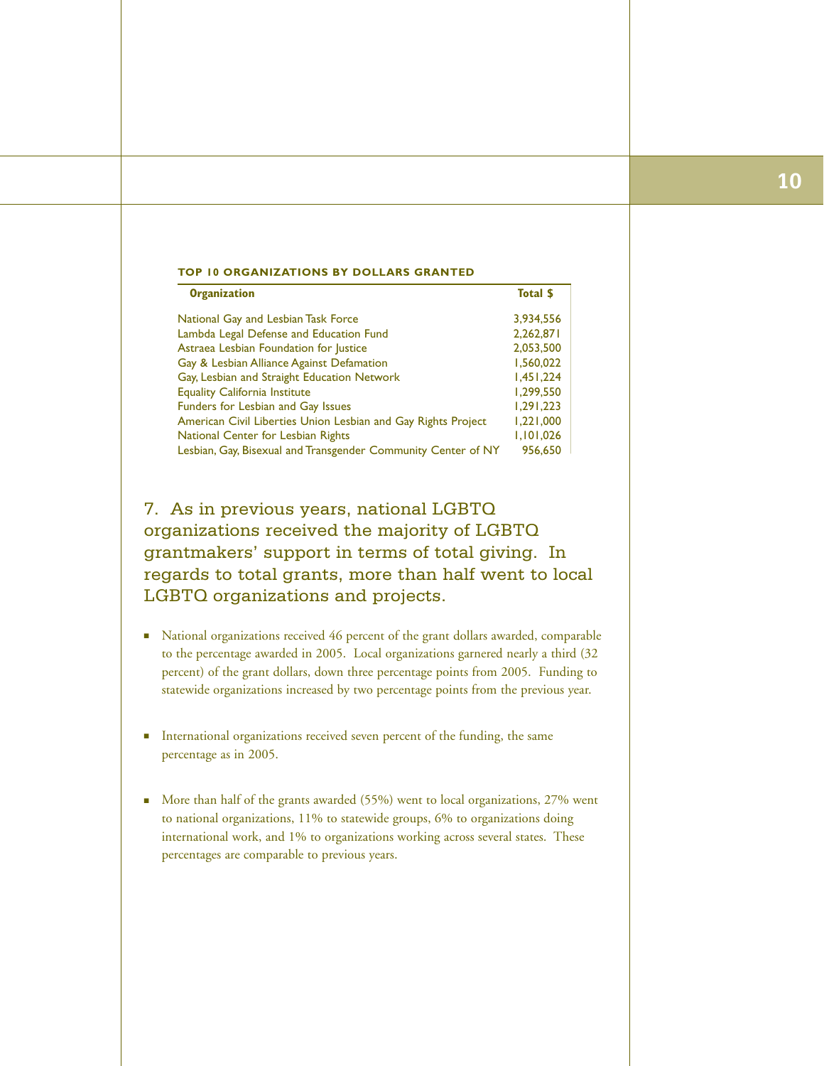**TOP 10 ORGANIZATIONS BY DOLLARS GRANTED**

| Organization | Total $ |
|---|---|
| National Gay and Lesbian Task Force | 3,934,556 |
| Lambda Legal Defense and Education Fund | 2,262,871 |
| Astraea Lesbian Foundation for Justice | 2,053,500 |
| Gay & Lesbian Alliance Against Defamation | 1,560,022 |
| Gay, Lesbian and Straight Education Network | 1,451,224 |
| Equality California Institute | 1,299,550 |
| Funders for Lesbian and Gay Issues | 1,291,223 |
| American Civil Liberties Union Lesbian and Gay Rights Project | 1,221,000 |
| National Center for Lesbian Rights | 1,101,026 |
| Lesbian, Gay, Bisexual and Transgender Community Center of NY | 956,650 |

## 7. As in previous years, national LGBTQ organizations received the majority of LGBTQ grantmakers' support in terms of total giving. In regards to total grants, more than half went to local LGBTQ organizations and projects.

- National organizations received 46 percent of the grant dollars awarded, comparable to the percentage awarded in 2005. Local organizations garnered nearly a third (32 percent) of the grant dollars, down three percentage points from 2005. Funding to statewide organizations increased by two percentage points from the previous year.

- International organizations received seven percent of the funding, the same percentage as in 2005.

- More than half of the grants awarded (55%) went to local organizations, 27% went to national organizations, 11% to statewide groups, 6% to organizations doing international work, and 1% to organizations working across several states. These percentages are comparable to previous years.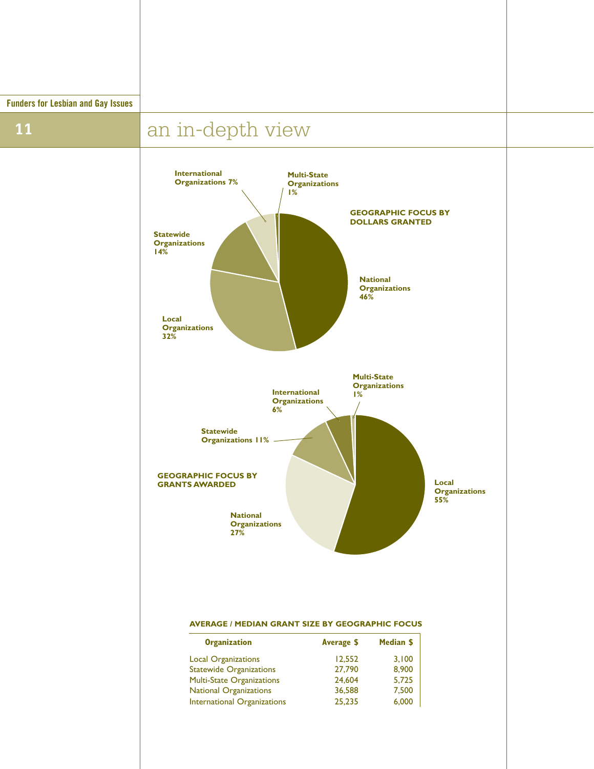# an in-depth view

**GEOGRAPHIC FOCUS BY DOLLARS GRANTED**

- National Organizations 46%
- Local Organizations 32%
- Statewide Organizations 14%
- International Organizations 7%
- Multi-State Organizations 1%

**GEOGRAPHIC FOCUS BY GRANTS AWARDED**

- Local Organizations 55%
- National Organizations 27%
- Statewide Organizations 11%
- International Organizations 6%
- Multi-State Organizations 1%

**AVERAGE / MEDIAN GRANT SIZE BY GEOGRAPHIC FOCUS**

| Organization | Average $ | Median $ |
|---|---|---|
| Local Organizations | 12,552 | 3,100 |
| Statewide Organizations | 27,790 | 8,900 |
| Multi-State Organizations | 24,604 | 5,725 |
| National Organizations | 36,588 | 7,500 |
| International Organizations | 25,235 | 6,000 |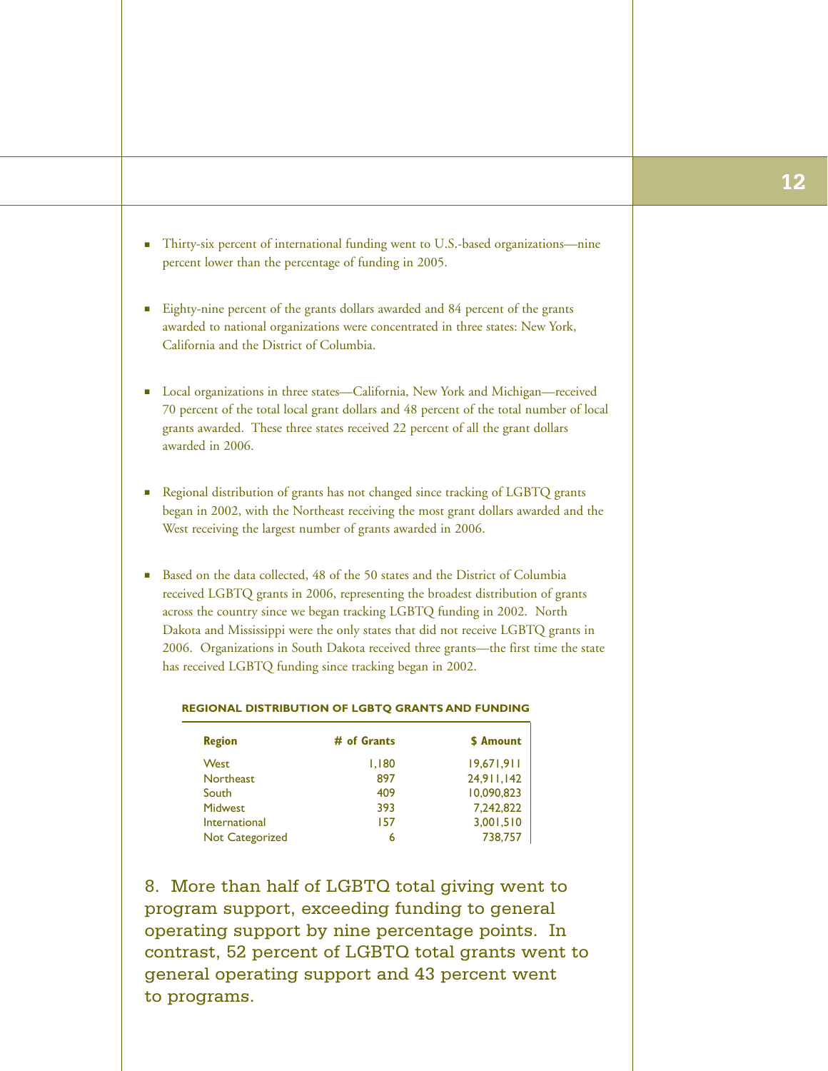- Thirty-six percent of international funding went to U.S.-based organizations—nine percent lower than the percentage of funding in 2005.

- Eighty-nine percent of the grants dollars awarded and 84 percent of the grants awarded to national organizations were concentrated in three states: New York, California and the District of Columbia.

- Local organizations in three states—California, New York and Michigan—received 70 percent of the total local grant dollars and 48 percent of the total number of local grants awarded. These three states received 22 percent of all the grant dollars awarded in 2006.

- Regional distribution of grants has not changed since tracking of LGBTQ grants began in 2002, with the Northeast receiving the most grant dollars awarded and the West receiving the largest number of grants awarded in 2006.

- Based on the data collected, 48 of the 50 states and the District of Columbia received LGBTQ grants in 2006, representing the broadest distribution of grants across the country since we began tracking LGBTQ funding in 2002. North Dakota and Mississippi were the only states that did not receive LGBTQ grants in 2006. Organizations in South Dakota received three grants—the first time the state has received LGBTQ funding since tracking began in 2002.

**REGIONAL DISTRIBUTION OF LGBTQ GRANTS AND FUNDING**

| Region | # of Grants | $ Amount |
|---|---|---|
| West | 1,180 | 19,671,911 |
| Northeast | 897 | 24,911,142 |
| South | 409 | 10,090,823 |
| Midwest | 393 | 7,242,822 |
| International | 157 | 3,001,510 |
| Not Categorized | 6 | 738,757 |

## 8. More than half of LGBTQ total giving went to program support, exceeding funding to general operating support by nine percentage points. In contrast, 52 percent of LGBTQ total grants went to general operating support and 43 percent went to programs.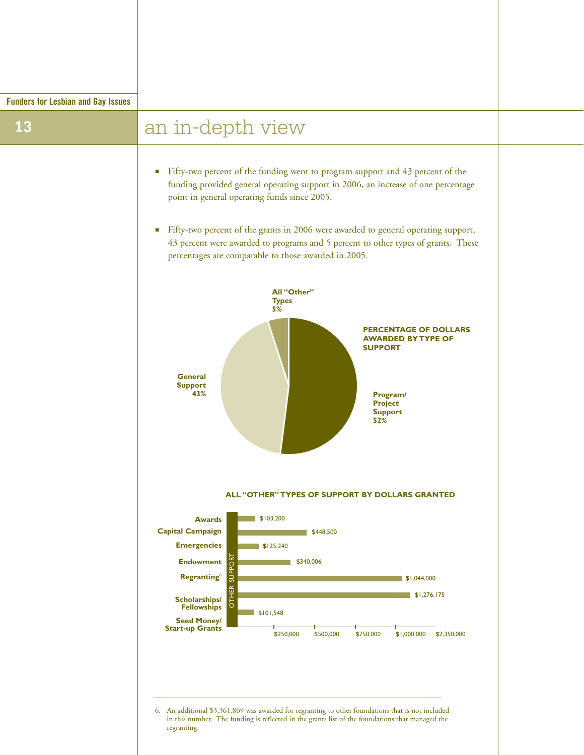# an in-depth view

- Fifty-two percent of the funding went to program support and 43 percent of the funding provided general operating support in 2006, an increase of one percentage point in general operating funds since 2005.

- Fifty-two percent of the grants in 2006 were awarded to general operating support, 43 percent were awarded to programs and 5 percent to other types of grants. These percentages are comparable to those awarded in 2005.

**PERCENTAGE OF DOLLARS AWARDED BY TYPE OF SUPPORT**

| Type of Support | Percentage |
|---|---|
| Program/Project Support | 52% |
| General Support | 43% |
| All "Other" Types | 5% |

**ALL "OTHER" TYPES OF SUPPORT BY DOLLARS GRANTED**

| Other Support | Dollars Granted |
|---|---|
| Awards | $103,200 |
| Capital Campaign | $448,500 |
| Emergencies | $125,240 |
| Endowment | $340,006 |
| Regranting[6] | $1,044,000 |
| Scholarships/Fellowships | $1,276,175 |
| Seed Money/Start-up Grants | $101,548 |

---

6. An additional $3,361,869 was awarded for regranting to other foundations that is not included in this number. The funding is reflected in the grants list of the foundations that managed the regranting.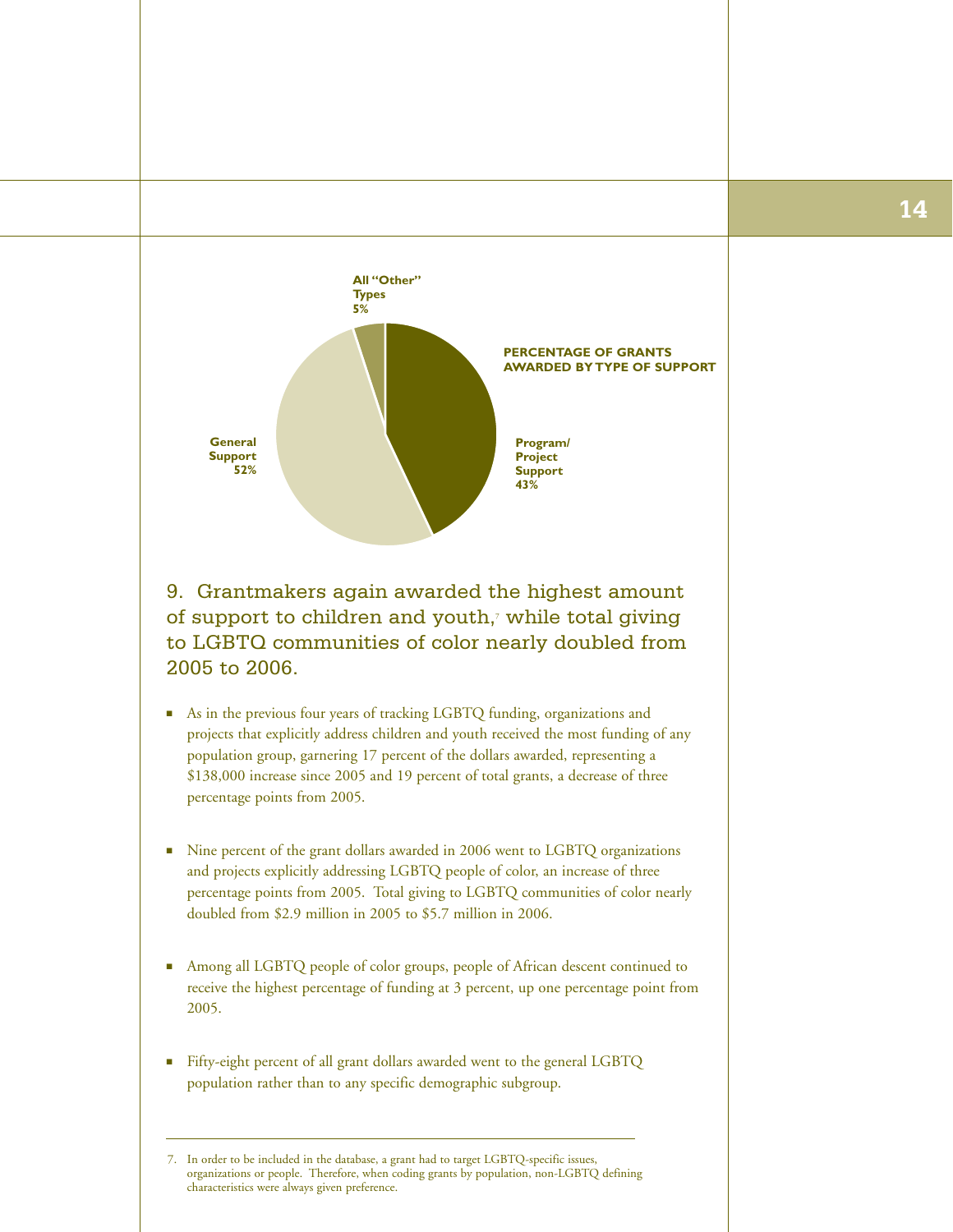**PERCENTAGE OF GRANTS AWARDED BY TYPE OF SUPPORT**

All "Other" Types 5%

General Support 52%

Program/ Project Support 43%

## 9. Grantmakers again awarded the highest amount of support to children and youth,[7] while total giving to LGBTQ communities of color nearly doubled from 2005 to 2006.

- As in the previous four years of tracking LGBTQ funding, organizations and projects that explicitly address children and youth received the most funding of any population group, garnering 17 percent of the dollars awarded, representing a $138,000 increase since 2005 and 19 percent of total grants, a decrease of three percentage points from 2005.

- Nine percent of the grant dollars awarded in 2006 went to LGBTQ organizations and projects explicitly addressing LGBTQ people of color, an increase of three percentage points from 2005. Total giving to LGBTQ communities of color nearly doubled from $2.9 million in 2005 to $5.7 million in 2006.

- Among all LGBTQ people of color groups, people of African descent continued to receive the highest percentage of funding at 3 percent, up one percentage point from 2005.

- Fifty-eight percent of all grant dollars awarded went to the general LGBTQ population rather than to any specific demographic subgroup.

---

7. In order to be included in the database, a grant had to target LGBTQ-specific issues, organizations or people. Therefore, when coding grants by population, non-LGBTQ defining characteristics were always given preference.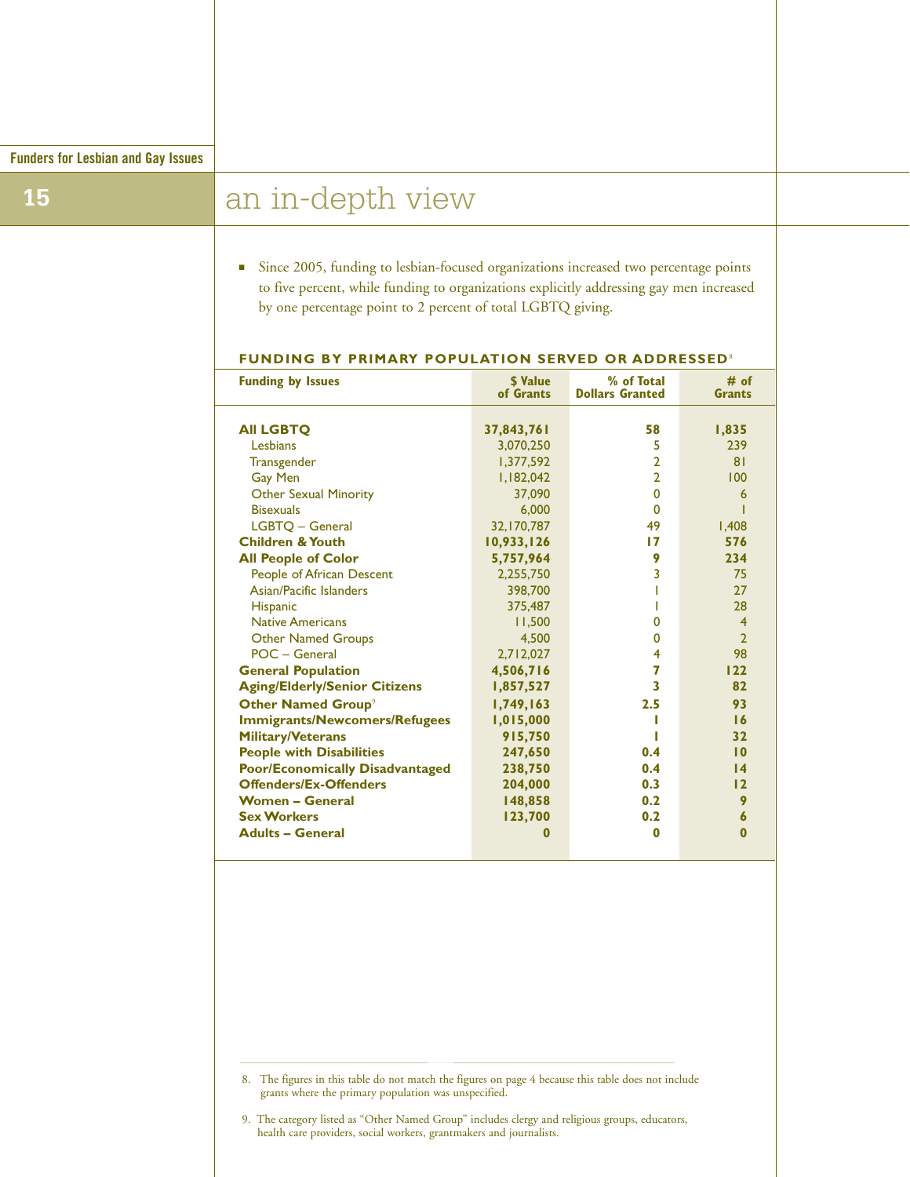# an in-depth view

- Since 2005, funding to lesbian-focused organizations increased two percentage points to five percent, while funding to organizations explicitly addressing gay men increased by one percentage point to 2 percent of total LGBTQ giving.

**FUNDING BY PRIMARY POPULATION SERVED OR ADDRESSED**[8]

| Funding by Issues | $ Value of Grants | % of Total Dollars Granted | # of Grants |
|---|---|---|---|
| **All LGBTQ** | **37,843,761** | **58** | **1,835** |
| Lesbians | 3,070,250 | 5 | 239 |
| Transgender | 1,377,592 | 2 | 81 |
| Gay Men | 1,182,042 | 2 | 100 |
| Other Sexual Minority | 37,090 | 0 | 6 |
| Bisexuals | 6,000 | 0 | 1 |
| LGBTQ – General | 32,170,787 | 49 | 1,408 |
| **Children & Youth** | **10,933,126** | **17** | **576** |
| **All People of Color** | **5,757,964** | **9** | **234** |
| People of African Descent | 2,255,750 | 3 | 75 |
| Asian/Pacific Islanders | 398,700 | 1 | 27 |
| Hispanic | 375,487 | 1 | 28 |
| Native Americans | 11,500 | 0 | 4 |
| Other Named Groups | 4,500 | 0 | 2 |
| POC – General | 2,712,027 | 4 | 98 |
| **General Population** | **4,506,716** | **7** | **122** |
| **Aging/Elderly/Senior Citizens** | **1,857,527** | **3** | **82** |
| **Other Named Group**[9] | **1,749,163** | **2.5** | **93** |
| **Immigrants/Newcomers/Refugees** | **1,015,000** | **1** | **16** |
| **Military/Veterans** | **915,750** | **1** | **32** |
| **People with Disabilities** | **247,650** | **0.4** | **10** |
| **Poor/Economically Disadvantaged** | **238,750** | **0.4** | **14** |
| **Offenders/Ex-Offenders** | **204,000** | **0.3** | **12** |
| **Women – General** | **148,858** | **0.2** | **9** |
| **Sex Workers** | **123,700** | **0.2** | **6** |
| **Adults – General** | **0** | **0** | **0** |

8. The figures in this table do not match the figures on page 4 because this table does not include grants where the primary population was unspecified.

9. The category listed as "Other Named Group" includes clergy and religious groups, educators, health care providers, social workers, grantmakers and journalists.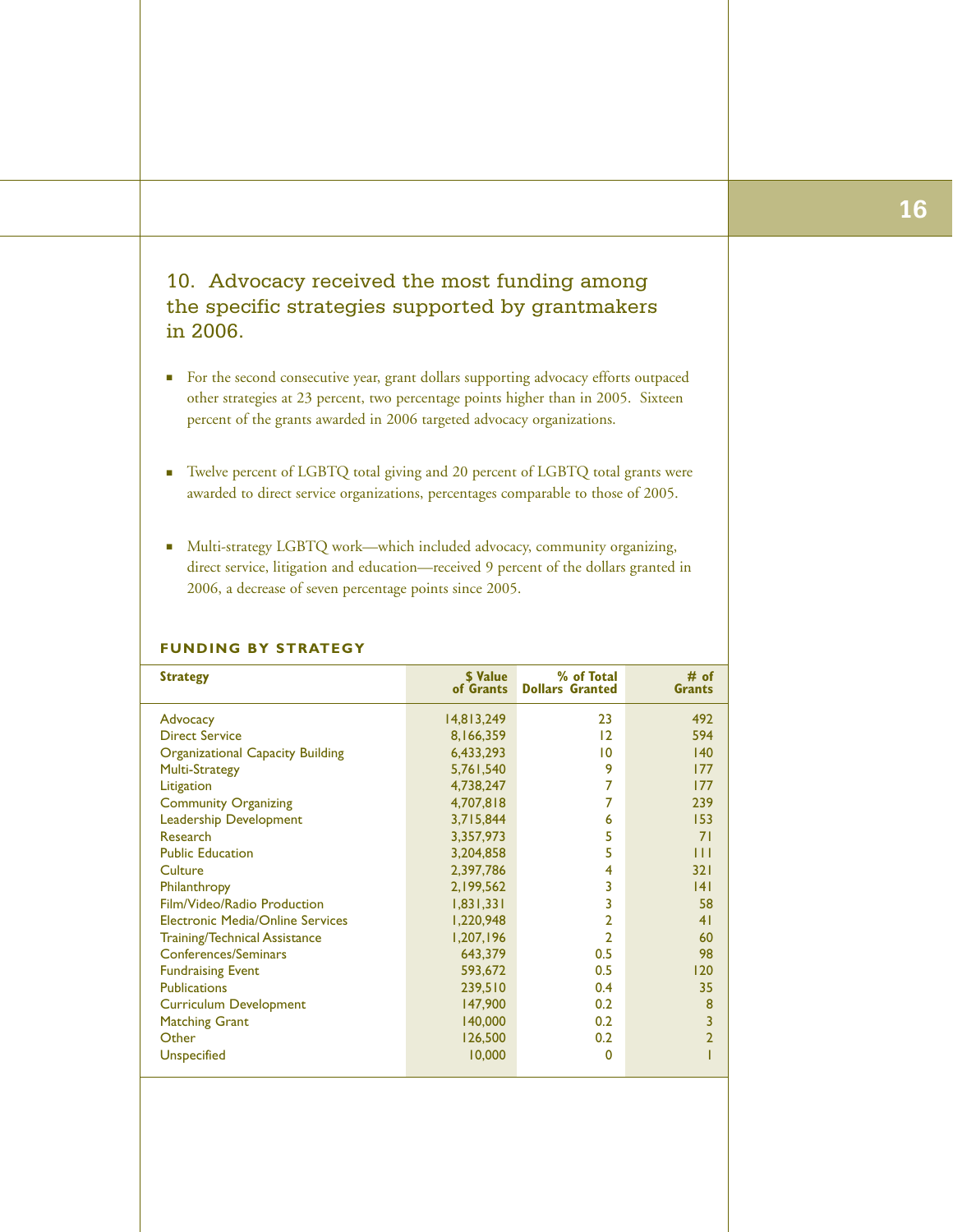## 10. Advocacy received the most funding among the specific strategies supported by grantmakers in 2006.

- For the second consecutive year, grant dollars supporting advocacy efforts outpaced other strategies at 23 percent, two percentage points higher than in 2005. Sixteen percent of the grants awarded in 2006 targeted advocacy organizations.

- Twelve percent of LGBTQ total giving and 20 percent of LGBTQ total grants were awarded to direct service organizations, percentages comparable to those of 2005.

- Multi-strategy LGBTQ work—which included advocacy, community organizing, direct service, litigation and education—received 9 percent of the dollars granted in 2006, a decrease of seven percentage points since 2005.

### FUNDING BY STRATEGY

| Strategy | $ Value of Grants | % of Total Dollars Granted | # of Grants |
|---|---|---|---|
| Advocacy | 14,813,249 | 23 | 492 |
| Direct Service | 8,166,359 | 12 | 594 |
| Organizational Capacity Building | 6,433,293 | 10 | 140 |
| Multi-Strategy | 5,761,540 | 9 | 177 |
| Litigation | 4,738,247 | 7 | 177 |
| Community Organizing | 4,707,818 | 7 | 239 |
| Leadership Development | 3,715,844 | 6 | 153 |
| Research | 3,357,973 | 5 | 71 |
| Public Education | 3,204,858 | 5 | 111 |
| Culture | 2,397,786 | 4 | 321 |
| Philanthropy | 2,199,562 | 3 | 141 |
| Film/Video/Radio Production | 1,831,331 | 3 | 58 |
| Electronic Media/Online Services | 1,220,948 | 2 | 41 |
| Training/Technical Assistance | 1,207,196 | 2 | 60 |
| Conferences/Seminars | 643,379 | 0.5 | 98 |
| Fundraising Event | 593,672 | 0.5 | 120 |
| Publications | 239,510 | 0.4 | 35 |
| Curriculum Development | 147,900 | 0.2 | 8 |
| Matching Grant | 140,000 | 0.2 | 3 |
| Other | 126,500 | 0.2 | 2 |
| Unspecified | 10,000 | 0 | 1 |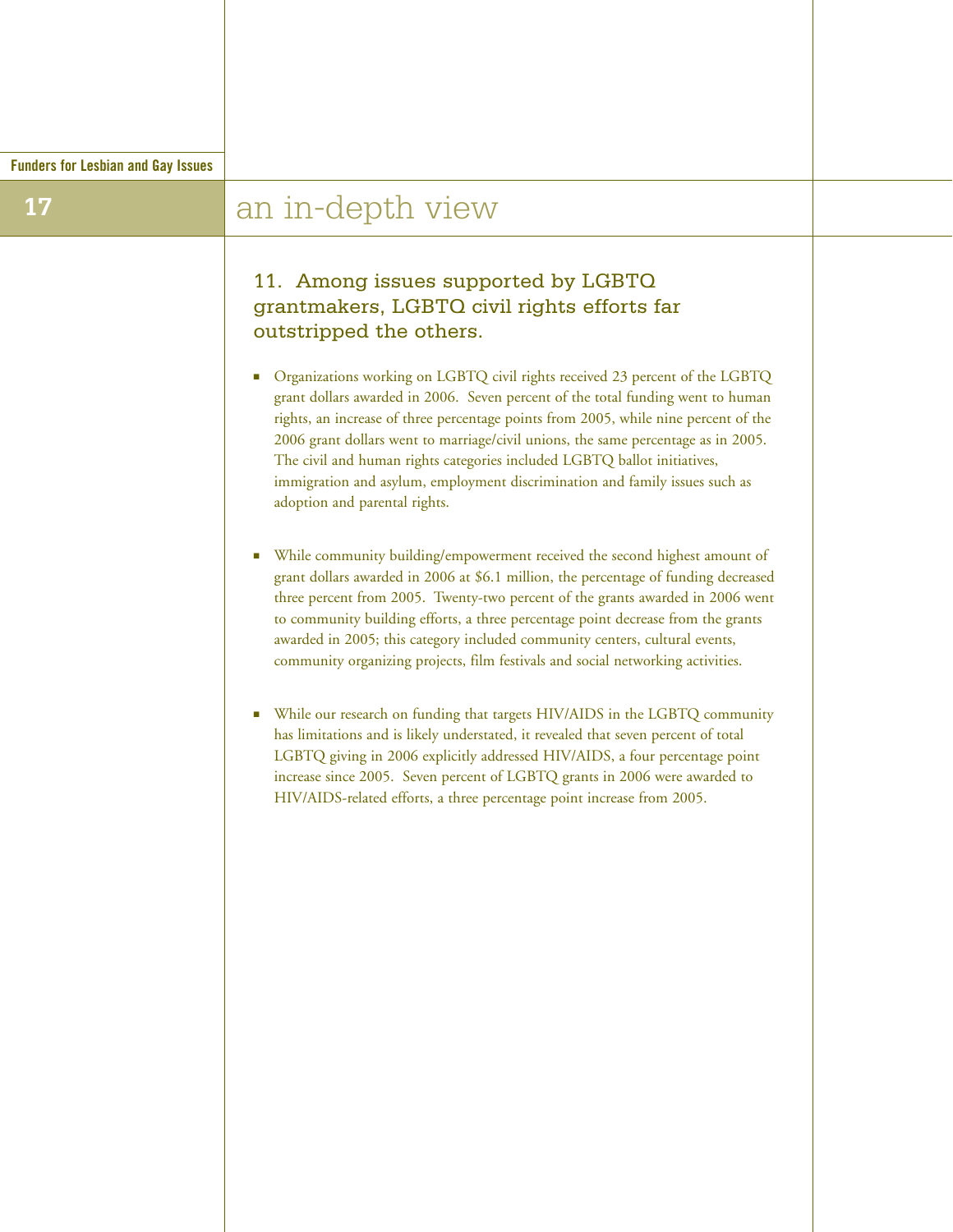## an in-depth view

### 11. Among issues supported by LGBTQ grantmakers, LGBTQ civil rights efforts far outstripped the others.

- Organizations working on LGBTQ civil rights received 23 percent of the LGBTQ grant dollars awarded in 2006. Seven percent of the total funding went to human rights, an increase of three percentage points from 2005, while nine percent of the 2006 grant dollars went to marriage/civil unions, the same percentage as in 2005. The civil and human rights categories included LGBTQ ballot initiatives, immigration and asylum, employment discrimination and family issues such as adoption and parental rights.

- While community building/empowerment received the second highest amount of grant dollars awarded in 2006 at $6.1 million, the percentage of funding decreased three percent from 2005. Twenty-two percent of the grants awarded in 2006 went to community building efforts, a three percentage point decrease from the grants awarded in 2005; this category included community centers, cultural events, community organizing projects, film festivals and social networking activities.

- While our research on funding that targets HIV/AIDS in the LGBTQ community has limitations and is likely understated, it revealed that seven percent of total LGBTQ giving in 2006 explicitly addressed HIV/AIDS, a four percentage point increase since 2005. Seven percent of LGBTQ grants in 2006 were awarded to HIV/AIDS-related efforts, a three percentage point increase from 2005.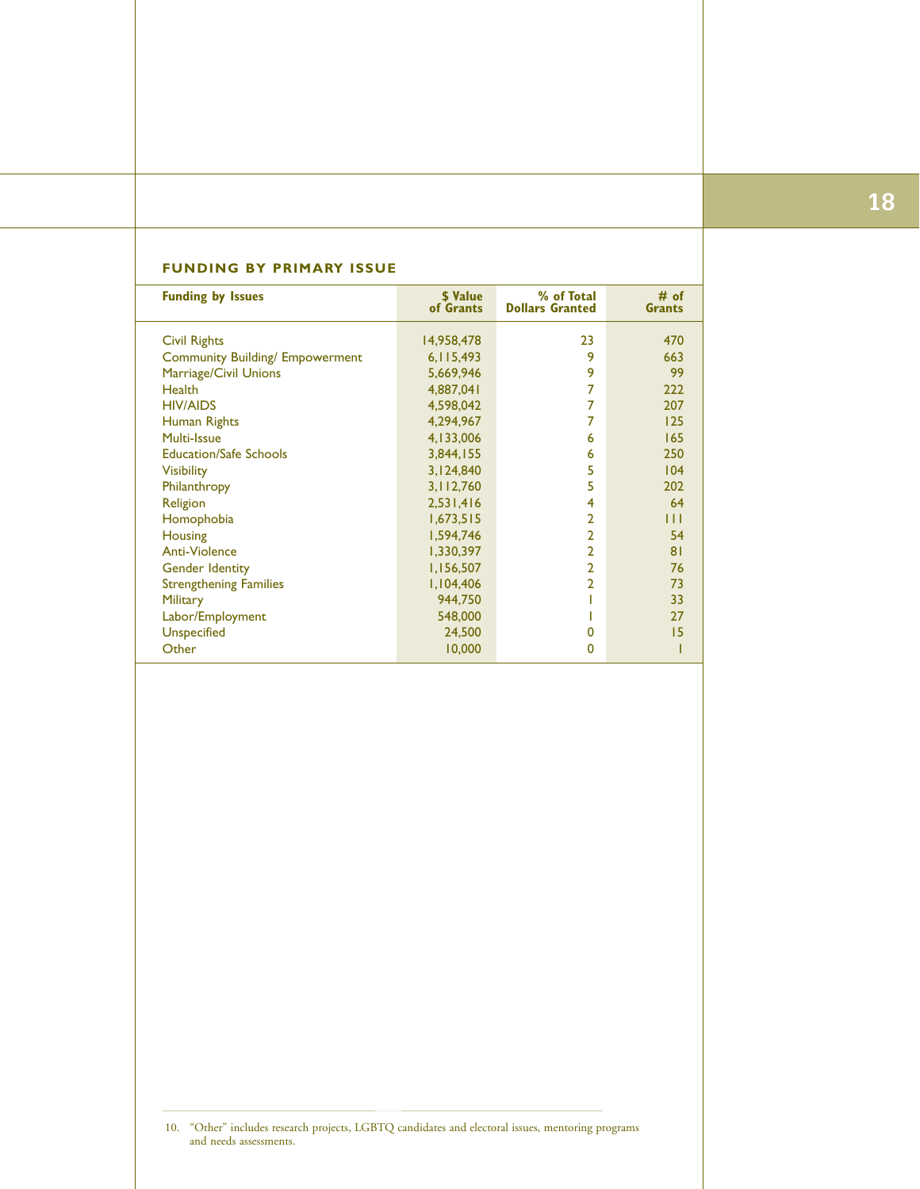## FUNDING BY PRIMARY ISSUE

| Funding by Issues | $ Value of Grants | % of Total Dollars Granted | # of Grants |
|---|---|---|---|
| Civil Rights | 14,958,478 | 23 | 470 |
| Community Building/ Empowerment | 6,115,493 | 9 | 663 |
| Marriage/Civil Unions | 5,669,946 | 9 | 99 |
| Health | 4,887,041 | 7 | 222 |
| HIV/AIDS | 4,598,042 | 7 | 207 |
| Human Rights | 4,294,967 | 7 | 125 |
| Multi-Issue | 4,133,006 | 6 | 165 |
| Education/Safe Schools | 3,844,155 | 6 | 250 |
| Visibility | 3,124,840 | 5 | 104 |
| Philanthropy | 3,112,760 | 5 | 202 |
| Religion | 2,531,416 | 4 | 64 |
| Homophobia | 1,673,515 | 2 | 111 |
| Housing | 1,594,746 | 2 | 54 |
| Anti-Violence | 1,330,397 | 2 | 81 |
| Gender Identity | 1,156,507 | 2 | 76 |
| Strengthening Families | 1,104,406 | 2 | 73 |
| Military | 944,750 | 1 | 33 |
| Labor/Employment | 548,000 | 1 | 27 |
| Unspecified | 24,500 | 0 | 15 |
| Other | 10,000 | 0 | 1 |

10. "Other" includes research projects, LGBTQ candidates and electoral issues, mentoring programs and needs assessments.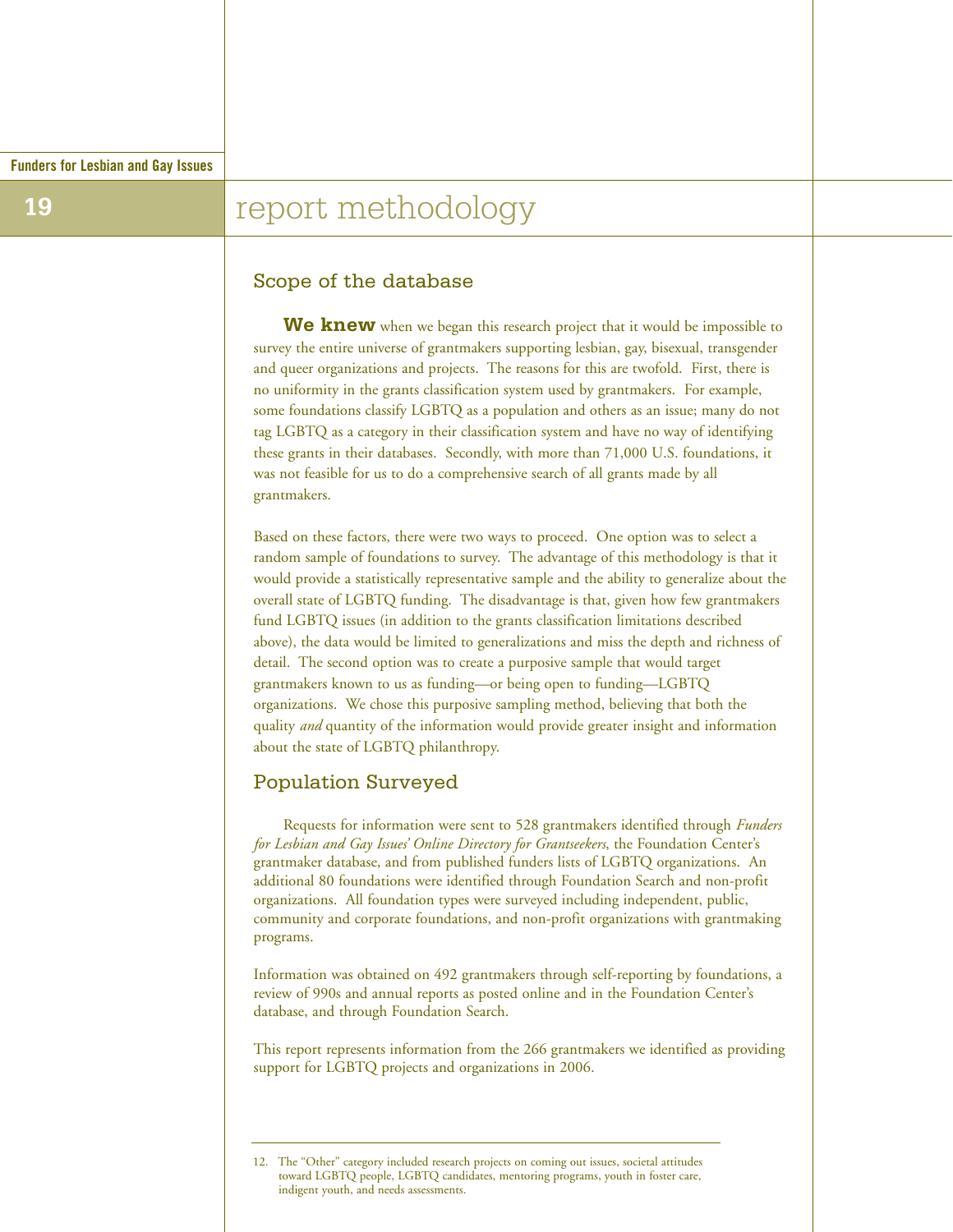# report methodology

## Scope of the database

**We knew** when we began this research project that it would be impossible to survey the entire universe of grantmakers supporting lesbian, gay, bisexual, transgender and queer organizations and projects. The reasons for this are twofold. First, there is no uniformity in the grants classification system used by grantmakers. For example, some foundations classify LGBTQ as a population and others as an issue; many do not tag LGBTQ as a category in their classification system and have no way of identifying these grants in their databases. Secondly, with more than 71,000 U.S. foundations, it was not feasible for us to do a comprehensive search of all grants made by all grantmakers.

Based on these factors, there were two ways to proceed. One option was to select a random sample of foundations to survey. The advantage of this methodology is that it would provide a statistically representative sample and the ability to generalize about the overall state of LGBTQ funding. The disadvantage is that, given how few grantmakers fund LGBTQ issues (in addition to the grants classification limitations described above), the data would be limited to generalizations and miss the depth and richness of detail. The second option was to create a purposive sample that would target grantmakers known to us as funding—or being open to funding—LGBTQ organizations. We chose this purposive sampling method, believing that both the quality *and* quantity of the information would provide greater insight and information about the state of LGBTQ philanthropy.

## Population Surveyed

Requests for information were sent to 528 grantmakers identified through *Funders for Lesbian and Gay Issues' Online Directory for Grantseekers*, the Foundation Center's grantmaker database, and from published funders lists of LGBTQ organizations. An additional 80 foundations were identified through Foundation Search and non-profit organizations. All foundation types were surveyed including independent, public, community and corporate foundations, and non-profit organizations with grantmaking programs.

Information was obtained on 492 grantmakers through self-reporting by foundations, a review of 990s and annual reports as posted online and in the Foundation Center's database, and through Foundation Search.

This report represents information from the 266 grantmakers we identified as providing support for LGBTQ projects and organizations in 2006.

---

12. The "Other" category included research projects on coming out issues, societal attitudes toward LGBTQ people, LGBTQ candidates, mentoring programs, youth in foster care, indigent youth, and needs assessments.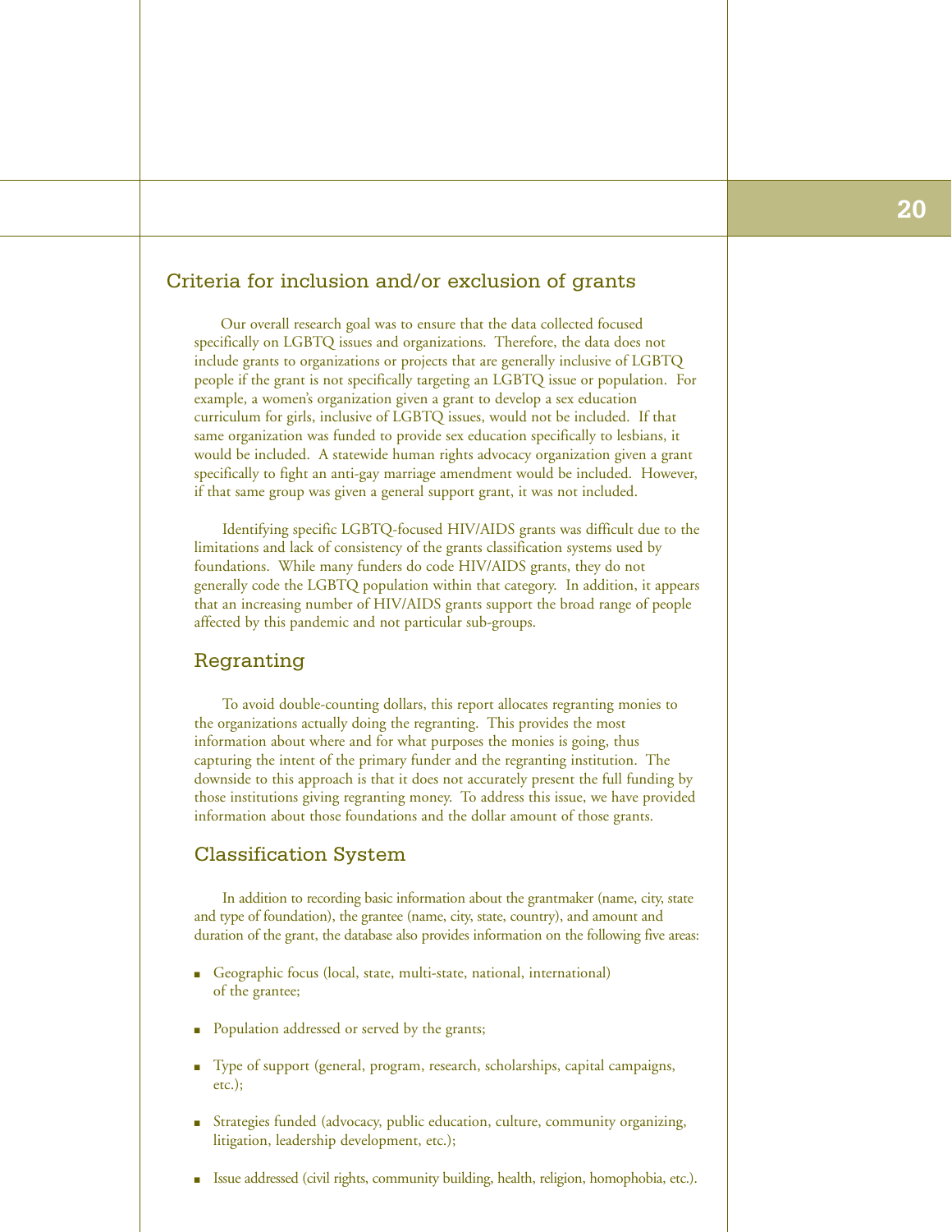## Criteria for inclusion and/or exclusion of grants

Our overall research goal was to ensure that the data collected focused specifically on LGBTQ issues and organizations. Therefore, the data does not include grants to organizations or projects that are generally inclusive of LGBTQ people if the grant is not specifically targeting an LGBTQ issue or population. For example, a women's organization given a grant to develop a sex education curriculum for girls, inclusive of LGBTQ issues, would not be included. If that same organization was funded to provide sex education specifically to lesbians, it would be included. A statewide human rights advocacy organization given a grant specifically to fight an anti-gay marriage amendment would be included. However, if that same group was given a general support grant, it was not included.

Identifying specific LGBTQ-focused HIV/AIDS grants was difficult due to the limitations and lack of consistency of the grants classification systems used by foundations. While many funders do code HIV/AIDS grants, they do not generally code the LGBTQ population within that category. In addition, it appears that an increasing number of HIV/AIDS grants support the broad range of people affected by this pandemic and not particular sub-groups.

## Regranting

To avoid double-counting dollars, this report allocates regranting monies to the organizations actually doing the regranting. This provides the most information about where and for what purposes the monies is going, thus capturing the intent of the primary funder and the regranting institution. The downside to this approach is that it does not accurately present the full funding by those institutions giving regranting money. To address this issue, we have provided information about those foundations and the dollar amount of those grants.

## Classification System

In addition to recording basic information about the grantmaker (name, city, state and type of foundation), the grantee (name, city, state, country), and amount and duration of the grant, the database also provides information on the following five areas:

- Geographic focus (local, state, multi-state, national, international) of the grantee;
- Population addressed or served by the grants;
- Type of support (general, program, research, scholarships, capital campaigns, etc.);
- Strategies funded (advocacy, public education, culture, community organizing, litigation, leadership development, etc.);
- Issue addressed (civil rights, community building, health, religion, homophobia, etc.).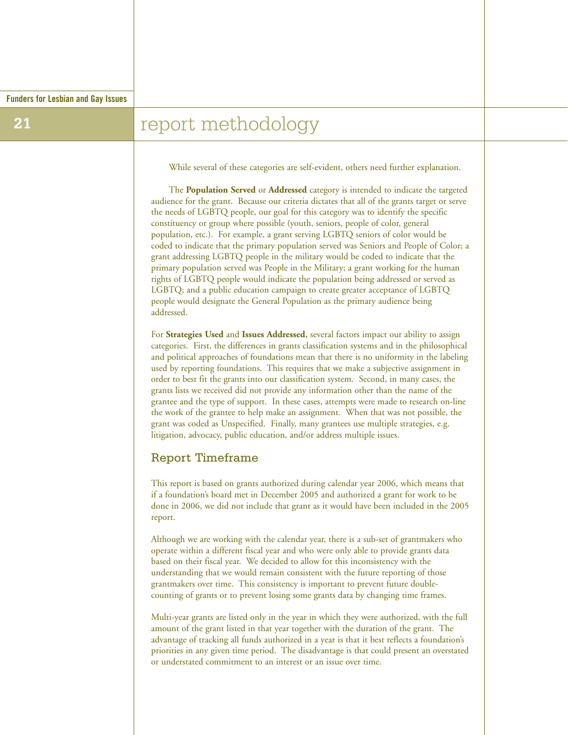# report methodology

While several of these categories are self-evident, others need further explanation.

The **Population Served** or **Addressed** category is intended to indicate the targeted audience for the grant. Because our criteria dictates that all of the grants target or serve the needs of LGBTQ people, our goal for this category was to identify the specific constituency or group where possible (youth, seniors, people of color, general population, etc.). For example, a grant serving LGBTQ seniors of color would be coded to indicate that the primary population served was Seniors and People of Color; a grant addressing LGBTQ people in the military would be coded to indicate that the primary population served was People in the Military; a grant working for the human rights of LGBTQ people would indicate the population being addressed or served as LGBTQ; and a public education campaign to create greater acceptance of LGBTQ people would designate the General Population as the primary audience being addressed.

For **Strategies Used** and **Issues Addressed**, several factors impact our ability to assign categories. First, the differences in grants classification systems and in the philosophical and political approaches of foundations mean that there is no uniformity in the labeling used by reporting foundations. This requires that we make a subjective assignment in order to best fit the grants into our classification system. Second, in many cases, the grants lists we received did not provide any information other than the name of the grantee and the type of support. In these cases, attempts were made to research on-line the work of the grantee to help make an assignment. When that was not possible, the grant was coded as Unspecified. Finally, many grantees use multiple strategies, e.g. litigation, advocacy, public education, and/or address multiple issues.

## Report Timeframe

This report is based on grants authorized during calendar year 2006, which means that if a foundation's board met in December 2005 and authorized a grant for work to be done in 2006, we did not include that grant as it would have been included in the 2005 report.

Although we are working with the calendar year, there is a sub-set of grantmakers who operate within a different fiscal year and who were only able to provide grants data based on their fiscal year. We decided to allow for this inconsistency with the understanding that we would remain consistent with the future reporting of those grantmakers over time. This consistency is important to prevent future double-counting of grants or to prevent losing some grants data by changing time frames.

Multi-year grants are listed only in the year in which they were authorized, with the full amount of the grant listed in that year together with the duration of the grant. The advantage of tracking all funds authorized in a year is that it best reflects a foundation's priorities in any given time period. The disadvantage is that could present an overstated or understated commitment to an interest or an issue over time.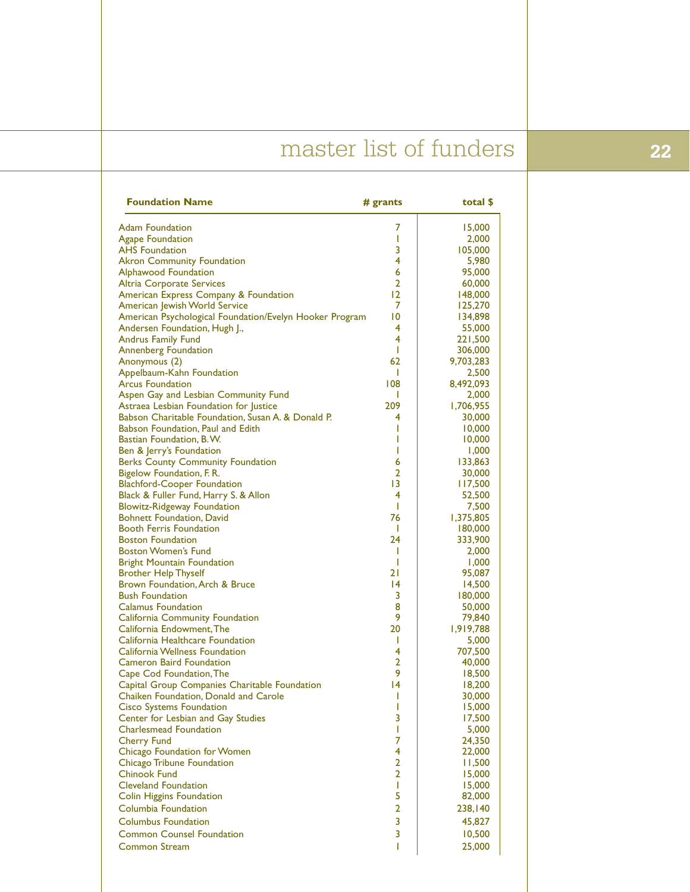# master list of funders

| Foundation Name | # grants | total $ |
|---|---|---|
| Adam Foundation | 7 | 15,000 |
| Agape Foundation | 1 | 2,000 |
| AHS Foundation | 3 | 105,000 |
| Akron Community Foundation | 4 | 5,980 |
| Alphawood Foundation | 6 | 95,000 |
| Altria Corporate Services | 2 | 60,000 |
| American Express Company & Foundation | 12 | 148,000 |
| American Jewish World Service | 7 | 125,270 |
| American Psychological Foundation/Evelyn Hooker Program | 10 | 134,898 |
| Andersen Foundation, Hugh J., | 4 | 55,000 |
| Andrus Family Fund | 4 | 221,500 |
| Annenberg Foundation | 1 | 306,000 |
| Anonymous (2) | 62 | 9,703,283 |
| Appelbaum-Kahn Foundation | 1 | 2,500 |
| Arcus Foundation | 108 | 8,492,093 |
| Aspen Gay and Lesbian Community Fund | 1 | 2,000 |
| Astraea Lesbian Foundation for Justice | 209 | 1,706,955 |
| Babson Charitable Foundation, Susan A. & Donald P. | 4 | 30,000 |
| Babson Foundation, Paul and Edith | 1 | 10,000 |
| Bastian Foundation, B.W. | 1 | 10,000 |
| Ben & Jerry's Foundation | 1 | 1,000 |
| Berks County Community Foundation | 6 | 133,863 |
| Bigelow Foundation, F. R. | 2 | 30,000 |
| Blachford-Cooper Foundation | 13 | 117,500 |
| Black & Fuller Fund, Harry S. & Allon | 4 | 52,500 |
| Blowitz-Ridgeway Foundation | 1 | 7,500 |
| Bohnett Foundation, David | 76 | 1,375,805 |
| Booth Ferris Foundation | 1 | 180,000 |
| Boston Foundation | 24 | 333,900 |
| Boston Women's Fund | 1 | 2,000 |
| Bright Mountain Foundation | 1 | 1,000 |
| Brother Help Thyself | 21 | 95,087 |
| Brown Foundation, Arch & Bruce | 14 | 14,500 |
| Bush Foundation | 3 | 180,000 |
| Calamus Foundation | 8 | 50,000 |
| California Community Foundation | 9 | 79,840 |
| California Endowment, The | 20 | 1,919,788 |
| California Healthcare Foundation | 1 | 5,000 |
| California Wellness Foundation | 4 | 707,500 |
| Cameron Baird Foundation | 2 | 40,000 |
| Cape Cod Foundation, The | 9 | 18,500 |
| Capital Group Companies Charitable Foundation | 14 | 18,200 |
| Chaiken Foundation, Donald and Carole | 1 | 30,000 |
| Cisco Systems Foundation | 1 | 15,000 |
| Center for Lesbian and Gay Studies | 3 | 17,500 |
| Charlesmead Foundation | 1 | 5,000 |
| Cherry Fund | 7 | 24,350 |
| Chicago Foundation for Women | 4 | 22,000 |
| Chicago Tribune Foundation | 2 | 11,500 |
| Chinook Fund | 2 | 15,000 |
| Cleveland Foundation | 1 | 15,000 |
| Colin Higgins Foundation | 5 | 82,000 |
| Columbia Foundation | 2 | 238,140 |
| Columbus Foundation | 3 | 45,827 |
| Common Counsel Foundation | 3 | 10,500 |
| Common Stream | 1 | 25,000 |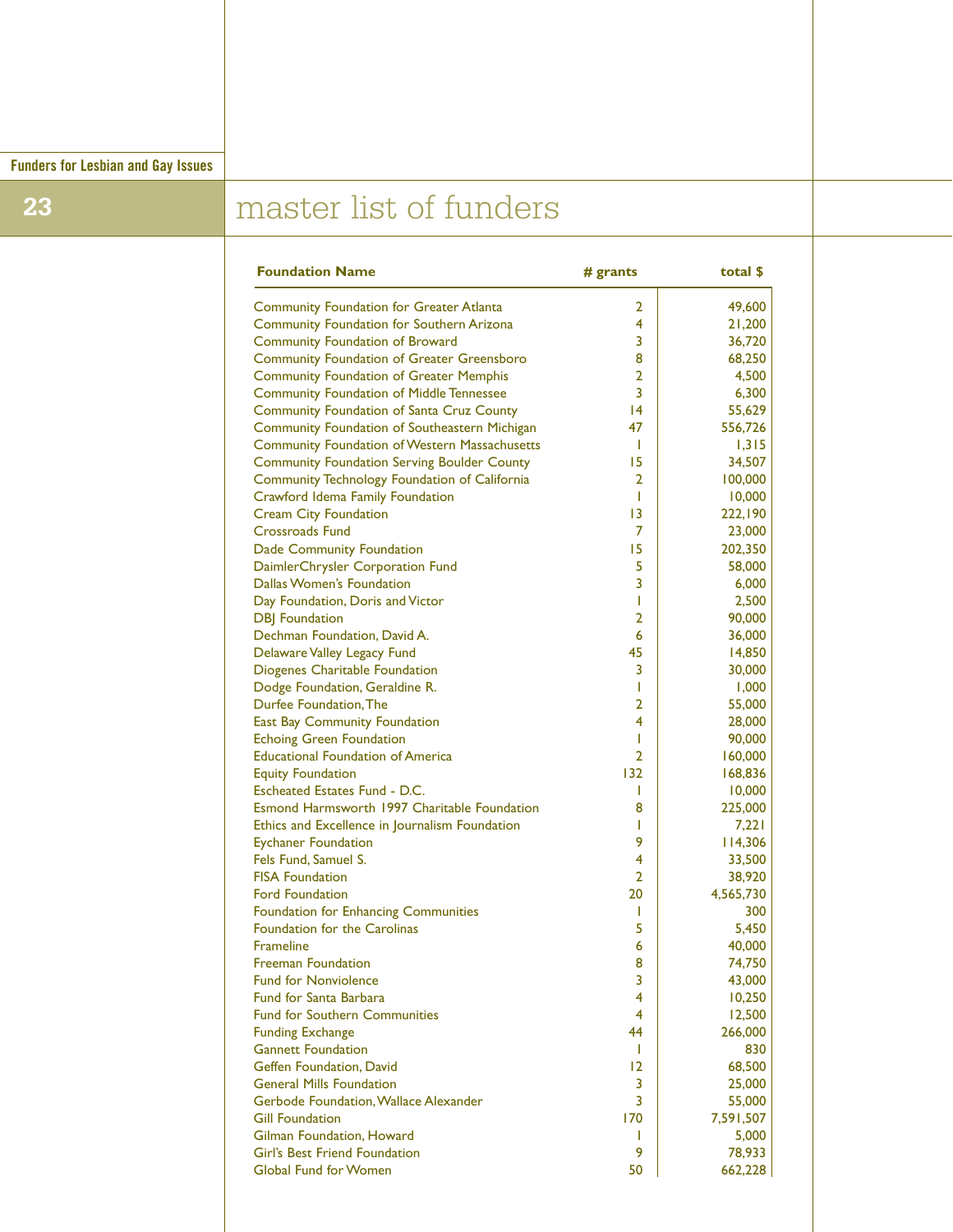# master list of funders

| Foundation Name | # grants | total $ |
|---|---|---|
| Community Foundation for Greater Atlanta | 2 | 49,600 |
| Community Foundation for Southern Arizona | 4 | 21,200 |
| Community Foundation of Broward | 3 | 36,720 |
| Community Foundation of Greater Greensboro | 8 | 68,250 |
| Community Foundation of Greater Memphis | 2 | 4,500 |
| Community Foundation of Middle Tennessee | 3 | 6,300 |
| Community Foundation of Santa Cruz County | 14 | 55,629 |
| Community Foundation of Southeastern Michigan | 47 | 556,726 |
| Community Foundation of Western Massachusetts | 1 | 1,315 |
| Community Foundation Serving Boulder County | 15 | 34,507 |
| Community Technology Foundation of California | 2 | 100,000 |
| Crawford Idema Family Foundation | 1 | 10,000 |
| Cream City Foundation | 13 | 222,190 |
| Crossroads Fund | 7 | 23,000 |
| Dade Community Foundation | 15 | 202,350 |
| DaimlerChrysler Corporation Fund | 5 | 58,000 |
| Dallas Women's Foundation | 3 | 6,000 |
| Day Foundation, Doris and Victor | 1 | 2,500 |
| DBJ Foundation | 2 | 90,000 |
| Dechman Foundation, David A. | 6 | 36,000 |
| Delaware Valley Legacy Fund | 45 | 14,850 |
| Diogenes Charitable Foundation | 3 | 30,000 |
| Dodge Foundation, Geraldine R. | 1 | 1,000 |
| Durfee Foundation, The | 2 | 55,000 |
| East Bay Community Foundation | 4 | 28,000 |
| Echoing Green Foundation | 1 | 90,000 |
| Educational Foundation of America | 2 | 160,000 |
| Equity Foundation | 132 | 168,836 |
| Escheated Estates Fund - D.C. | 1 | 10,000 |
| Esmond Harmsworth 1997 Charitable Foundation | 8 | 225,000 |
| Ethics and Excellence in Journalism Foundation | 1 | 7,221 |
| Eychaner Foundation | 9 | 114,306 |
| Fels Fund, Samuel S. | 4 | 33,500 |
| FISA Foundation | 2 | 38,920 |
| Ford Foundation | 20 | 4,565,730 |
| Foundation for Enhancing Communities | 1 | 300 |
| Foundation for the Carolinas | 5 | 5,450 |
| Frameline | 6 | 40,000 |
| Freeman Foundation | 8 | 74,750 |
| Fund for Nonviolence | 3 | 43,000 |
| Fund for Santa Barbara | 4 | 10,250 |
| Fund for Southern Communities | 4 | 12,500 |
| Funding Exchange | 44 | 266,000 |
| Gannett Foundation | 1 | 830 |
| Geffen Foundation, David | 12 | 68,500 |
| General Mills Foundation | 3 | 25,000 |
| Gerbode Foundation, Wallace Alexander | 3 | 55,000 |
| Gill Foundation | 170 | 7,591,507 |
| Gilman Foundation, Howard | 1 | 5,000 |
| Girl's Best Friend Foundation | 9 | 78,933 |
| Global Fund for Women | 50 | 662,228 |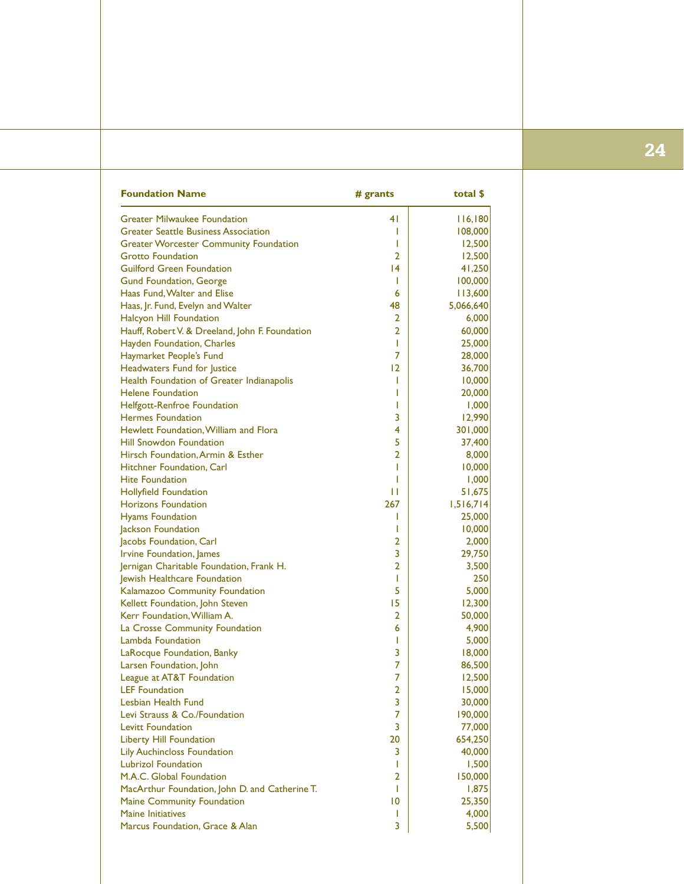| Foundation Name | # grants | total $ |
| --- | --- | --- |
| Greater Milwaukee Foundation | 41 | 116,180 |
| Greater Seattle Business Association | 1 | 108,000 |
| Greater Worcester Community Foundation | 1 | 12,500 |
| Grotto Foundation | 2 | 12,500 |
| Guilford Green Foundation | 14 | 41,250 |
| Gund Foundation, George | 1 | 100,000 |
| Haas Fund, Walter and Elise | 6 | 113,600 |
| Haas, Jr. Fund, Evelyn and Walter | 48 | 5,066,640 |
| Halcyon Hill Foundation | 2 | 6,000 |
| Hauff, Robert V. & Dreeland, John F. Foundation | 2 | 60,000 |
| Hayden Foundation, Charles | 1 | 25,000 |
| Haymarket People's Fund | 7 | 28,000 |
| Headwaters Fund for Justice | 12 | 36,700 |
| Health Foundation of Greater Indianapolis | 1 | 10,000 |
| Helene Foundation | 1 | 20,000 |
| Helfgott-Renfroe Foundation | 1 | 1,000 |
| Hermes Foundation | 3 | 12,990 |
| Hewlett Foundation, William and Flora | 4 | 301,000 |
| Hill Snowdon Foundation | 5 | 37,400 |
| Hirsch Foundation, Armin & Esther | 2 | 8,000 |
| Hitchner Foundation, Carl | 1 | 10,000 |
| Hite Foundation | 1 | 1,000 |
| Hollyfield Foundation | 11 | 51,675 |
| Horizons Foundation | 267 | 1,516,714 |
| Hyams Foundation | 1 | 25,000 |
| Jackson Foundation | 1 | 10,000 |
| Jacobs Foundation, Carl | 2 | 2,000 |
| Irvine Foundation, James | 3 | 29,750 |
| Jernigan Charitable Foundation, Frank H. | 2 | 3,500 |
| Jewish Healthcare Foundation | 1 | 250 |
| Kalamazoo Community Foundation | 5 | 5,000 |
| Kellett Foundation, John Steven | 15 | 12,300 |
| Kerr Foundation, William A. | 2 | 50,000 |
| La Crosse Community Foundation | 6 | 4,900 |
| Lambda Foundation | 1 | 5,000 |
| LaRocque Foundation, Banky | 3 | 18,000 |
| Larsen Foundation, John | 7 | 86,500 |
| League at AT&T Foundation | 7 | 12,500 |
| LEF Foundation | 2 | 15,000 |
| Lesbian Health Fund | 3 | 30,000 |
| Levi Strauss & Co./Foundation | 7 | 190,000 |
| Levitt Foundation | 3 | 77,000 |
| Liberty Hill Foundation | 20 | 654,250 |
| Lily Auchincloss Foundation | 3 | 40,000 |
| Lubrizol Foundation | 1 | 1,500 |
| M.A.C. Global Foundation | 2 | 150,000 |
| MacArthur Foundation, John D. and Catherine T. | 1 | 1,875 |
| Maine Community Foundation | 10 | 25,350 |
| Maine Initiatives | 1 | 4,000 |
| Marcus Foundation, Grace & Alan | 3 | 5,500 |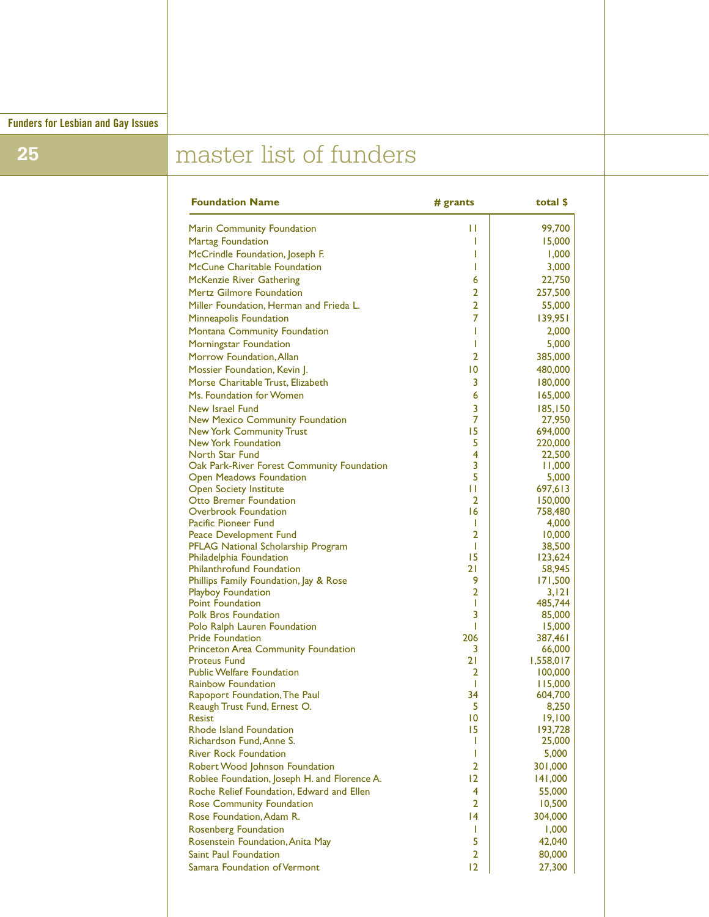# master list of funders

| Foundation Name | # grants | total $ |
|---|---|---|
| Marin Community Foundation | 11 | 99,700 |
| Martag Foundation | 1 | 15,000 |
| McCrindle Foundation, Joseph F. | 1 | 1,000 |
| McCune Charitable Foundation | 1 | 3,000 |
| McKenzie River Gathering | 6 | 22,750 |
| Mertz Gilmore Foundation | 2 | 257,500 |
| Miller Foundation, Herman and Frieda L. | 2 | 55,000 |
| Minneapolis Foundation | 7 | 139,951 |
| Montana Community Foundation | 1 | 2,000 |
| Morningstar Foundation | 1 | 5,000 |
| Morrow Foundation, Allan | 2 | 385,000 |
| Mossier Foundation, Kevin J. | 10 | 480,000 |
| Morse Charitable Trust, Elizabeth | 3 | 180,000 |
| Ms. Foundation for Women | 6 | 165,000 |
| New Israel Fund | 3 | 185,150 |
| New Mexico Community Foundation | 7 | 27,950 |
| New York Community Trust | 15 | 694,000 |
| New York Foundation | 5 | 220,000 |
| North Star Fund | 4 | 22,500 |
| Oak Park-River Forest Community Foundation | 3 | 11,000 |
| Open Meadows Foundation | 5 | 5,000 |
| Open Society Institute | 11 | 697,613 |
| Otto Bremer Foundation | 2 | 150,000 |
| Overbrook Foundation | 16 | 758,480 |
| Pacific Pioneer Fund | 1 | 4,000 |
| Peace Development Fund | 2 | 10,000 |
| PFLAG National Scholarship Program | 1 | 38,500 |
| Philadelphia Foundation | 15 | 123,624 |
| Philanthrofund Foundation | 21 | 58,945 |
| Phillips Family Foundation, Jay & Rose | 9 | 171,500 |
| Playboy Foundation | 2 | 3,121 |
| Point Foundation | 1 | 485,744 |
| Polk Bros Foundation | 3 | 85,000 |
| Polo Ralph Lauren Foundation | 1 | 15,000 |
| Pride Foundation | 206 | 387,461 |
| Princeton Area Community Foundation | 3 | 66,000 |
| Proteus Fund | 21 | 1,558,017 |
| Public Welfare Foundation | 2 | 100,000 |
| Rainbow Foundation | 1 | 115,000 |
| Rapoport Foundation, The Paul | 34 | 604,700 |
| Reaugh Trust Fund, Ernest O. | 5 | 8,250 |
| Resist | 10 | 19,100 |
| Rhode Island Foundation | 15 | 193,728 |
| Richardson Fund, Anne S. | 1 | 25,000 |
| River Rock Foundation | 1 | 5,000 |
| Robert Wood Johnson Foundation | 2 | 301,000 |
| Roblee Foundation, Joseph H. and Florence A. | 12 | 141,000 |
| Roche Relief Foundation, Edward and Ellen | 4 | 55,000 |
| Rose Community Foundation | 2 | 10,500 |
| Rose Foundation, Adam R. | 14 | 304,000 |
| Rosenberg Foundation | 1 | 1,000 |
| Rosenstein Foundation, Anita May | 5 | 42,040 |
| Saint Paul Foundation | 2 | 80,000 |
| Samara Foundation of Vermont | 12 | 27,300 |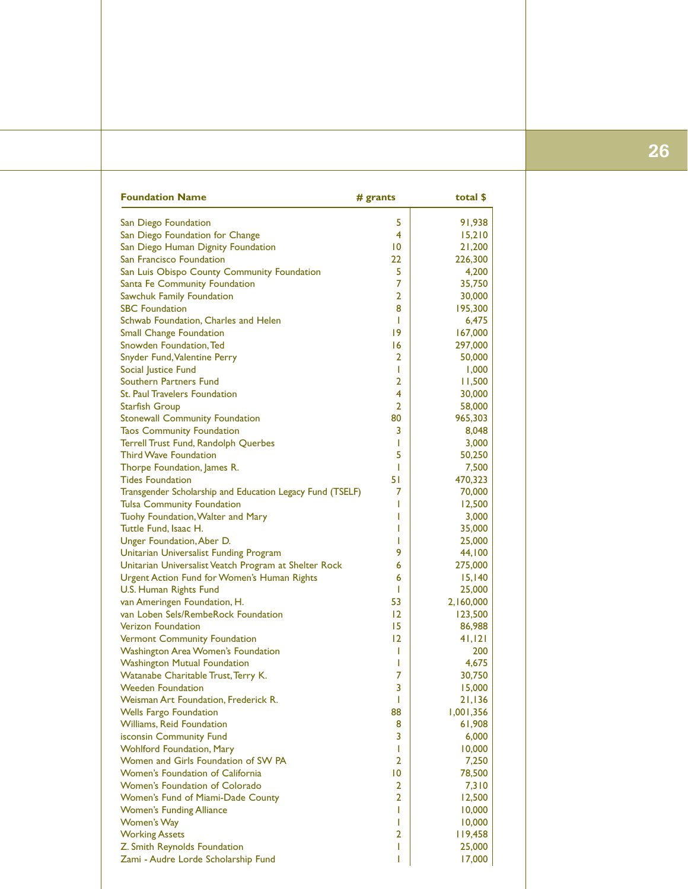| Foundation Name | # grants | total $ |
|---|---|---|
| San Diego Foundation | 5 | 91,938 |
| San Diego Foundation for Change | 4 | 15,210 |
| San Diego Human Dignity Foundation | 10 | 21,200 |
| San Francisco Foundation | 22 | 226,300 |
| San Luis Obispo County Community Foundation | 5 | 4,200 |
| Santa Fe Community Foundation | 7 | 35,750 |
| Sawchuk Family Foundation | 2 | 30,000 |
| SBC Foundation | 8 | 195,300 |
| Schwab Foundation, Charles and Helen | 1 | 6,475 |
| Small Change Foundation | 19 | 167,000 |
| Snowden Foundation, Ted | 16 | 297,000 |
| Snyder Fund, Valentine Perry | 2 | 50,000 |
| Social Justice Fund | 1 | 1,000 |
| Southern Partners Fund | 2 | 11,500 |
| St. Paul Travelers Foundation | 4 | 30,000 |
| Starfish Group | 2 | 58,000 |
| Stonewall Community Foundation | 80 | 965,303 |
| Taos Community Foundation | 3 | 8,048 |
| Terrell Trust Fund, Randolph Querbes | 1 | 3,000 |
| Third Wave Foundation | 5 | 50,250 |
| Thorpe Foundation, James R. | 1 | 7,500 |
| Tides Foundation | 51 | 470,323 |
| Transgender Scholarship and Education Legacy Fund (TSELF) | 7 | 70,000 |
| Tulsa Community Foundation | 1 | 12,500 |
| Tuohy Foundation, Walter and Mary | 1 | 3,000 |
| Tuttle Fund, Isaac H. | 1 | 35,000 |
| Unger Foundation, Aber D. | 1 | 25,000 |
| Unitarian Universalist Funding Program | 9 | 44,100 |
| Unitarian Universalist Veatch Program at Shelter Rock | 6 | 275,000 |
| Urgent Action Fund for Women's Human Rights | 6 | 15,140 |
| U.S. Human Rights Fund | 1 | 25,000 |
| van Ameringen Foundation, H. | 53 | 2,160,000 |
| van Loben Sels/RembeRock Foundation | 12 | 123,500 |
| Verizon Foundation | 15 | 86,988 |
| Vermont Community Foundation | 12 | 41,121 |
| Washington Area Women's Foundation | 1 | 200 |
| Washington Mutual Foundation | 1 | 4,675 |
| Watanabe Charitable Trust, Terry K. | 7 | 30,750 |
| Weeden Foundation | 3 | 15,000 |
| Weisman Art Foundation, Frederick R. | 1 | 21,136 |
| Wells Fargo Foundation | 88 | 1,001,356 |
| Williams, Reid Foundation | 8 | 61,908 |
| isconsin Community Fund | 3 | 6,000 |
| Wohlford Foundation, Mary | 1 | 10,000 |
| Women and Girls Foundation of SW PA | 2 | 7,250 |
| Women's Foundation of California | 10 | 78,500 |
| Women's Foundation of Colorado | 2 | 7,310 |
| Women's Fund of Miami-Dade County | 2 | 12,500 |
| Women's Funding Alliance | 1 | 10,000 |
| Women's Way | 1 | 10,000 |
| Working Assets | 2 | 119,458 |
| Z. Smith Reynolds Foundation | 1 | 25,000 |
| Zami - Audre Lorde Scholarship Fund | 1 | 17,000 |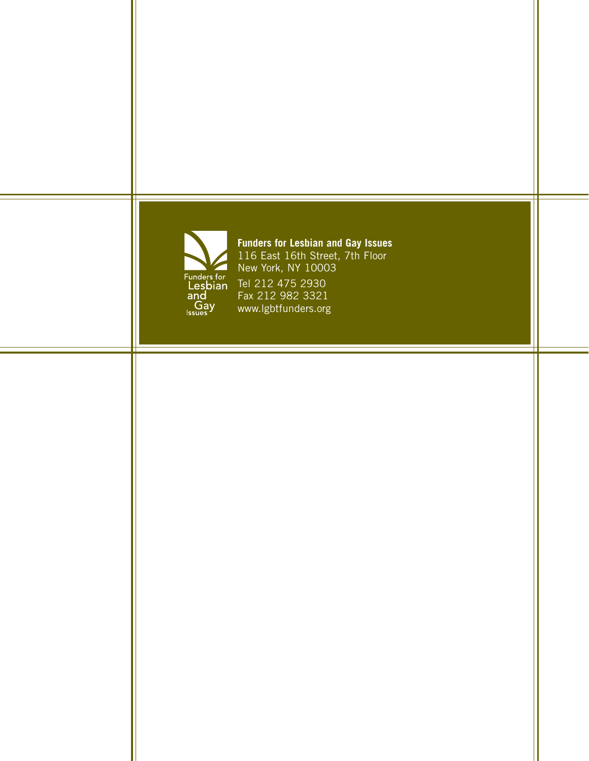Funders for Lesbian and Gay Issues

**Funders for Lesbian and Gay Issues**
116 East 16th Street, 7th Floor
New York, NY 10003

Tel 212 475 2930
Fax 212 982 3321
www.lgbtfunders.org